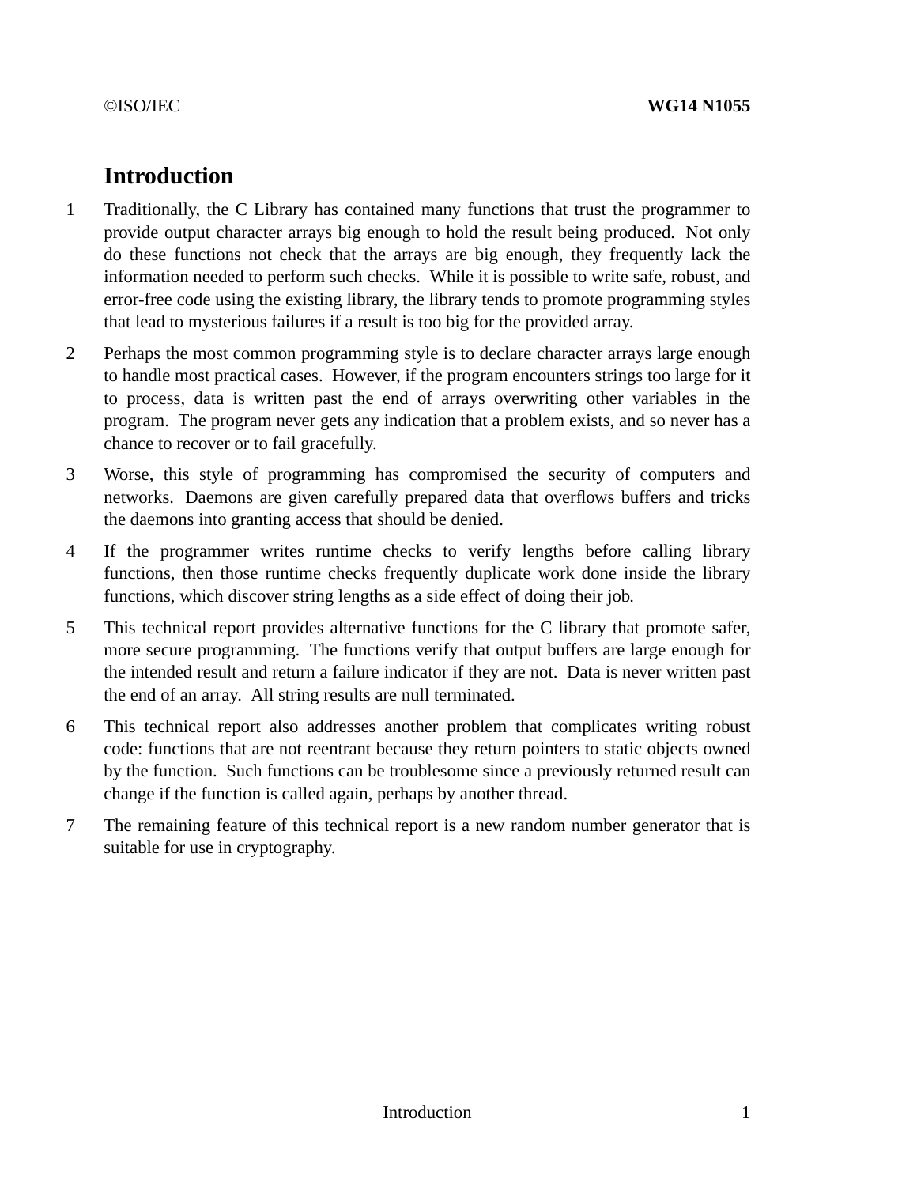# Introduction

1 Traditionally, the C Library has contained many functions that trust the programmer to provide output character arrays big enough to hold the result being produced. Not only do these functions not check that the arrays are big enough, they frequently lack the information needed to perform such checks. While it is possible to write safe, robust, and error-free code using the existing library, the library tends to promote programming styles that lead to mysterious failures if a result is too big for the provided array.

2 Perhaps the most common programming style is to declare character arrays large enough to handle most practical cases. However, if the program encounters strings too large for it to process, data is written past the end of arrays overwriting other variables in the program. The program never gets any indication that a problem exists, and so never has a chance to recover or to fail gracefully.

3 Worse, this style of programming has compromised the security of computers and networks. Daemons are given carefully prepared data that overflows buffers and tricks the daemons into granting access that should be denied.

4 If the programmer writes runtime checks to verify lengths before calling library functions, then those runtime checks frequently duplicate work done inside the library functions, which discover string lengths as a side effect of doing their job.

5 This technical report provides alternative functions for the C library that promote safer, more secure programming. The functions verify that output buffers are large enough for the intended result and return a failure indicator if they are not. Data is never written past the end of an array. All string results are null terminated.

6 This technical report also addresses another problem that complicates writing robust code: functions that are not reentrant because they return pointers to static objects owned by the function. Such functions can be troublesome since a previously returned result can change if the function is called again, perhaps by another thread.

7 The remaining feature of this technical report is a new random number generator that is suitable for use in cryptography.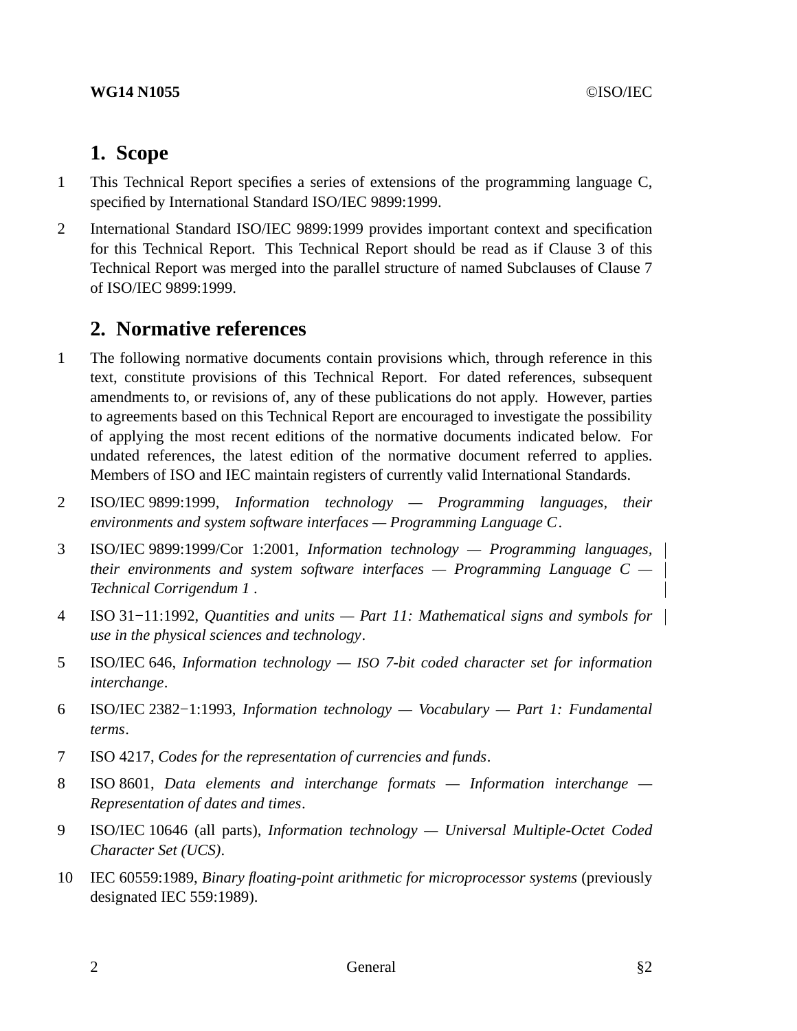## 1. Scope

1 This Technical Report specifies a series of extensions of the programming language C, specified by International Standard ISO/IEC 9899:1999.

2 International Standard ISO/IEC 9899:1999 provides important context and specification for this Technical Report. This Technical Report should be read as if Clause 3 of this Technical Report was merged into the parallel structure of named Subclauses of Clause 7 of ISO/IEC 9899:1999.

## 2. Normative references

1 The following normative documents contain provisions which, through reference in this text, constitute provisions of this Technical Report. For dated references, subsequent amendments to, or revisions of, any of these publications do not apply. However, parties to agreements based on this Technical Report are encouraged to investigate the possibility of applying the most recent editions of the normative documents indicated below. For undated references, the latest edition of the normative document referred to applies. Members of ISO and IEC maintain registers of currently valid International Standards.

2 ISO/IEC 9899:1999, *Information technology — Programming languages, their environments and system software interfaces — Programming Language C*.

3 ISO/IEC 9899:1999/Cor 1:2001, *Information technology — Programming languages, their environments and system software interfaces — Programming Language C — Technical Corrigendum 1* .

4 ISO 31−11:1992, *Quantities and units — Part 11: Mathematical signs and symbols for use in the physical sciences and technology*.

5 ISO/IEC 646, *Information technology — ISO 7-bit coded character set for information interchange*.

6 ISO/IEC 2382−1:1993, *Information technology — Vocabulary — Part 1: Fundamental terms*.

7 ISO 4217, *Codes for the representation of currencies and funds*.

8 ISO 8601, *Data elements and interchange formats — Information interchange — Representation of dates and times*.

9 ISO/IEC 10646 (all parts), *Information technology — Universal Multiple-Octet Coded Character Set (UCS)*.

10 IEC 60559:1989, *Binary floating-point arithmetic for microprocessor systems* (previously designated IEC 559:1989).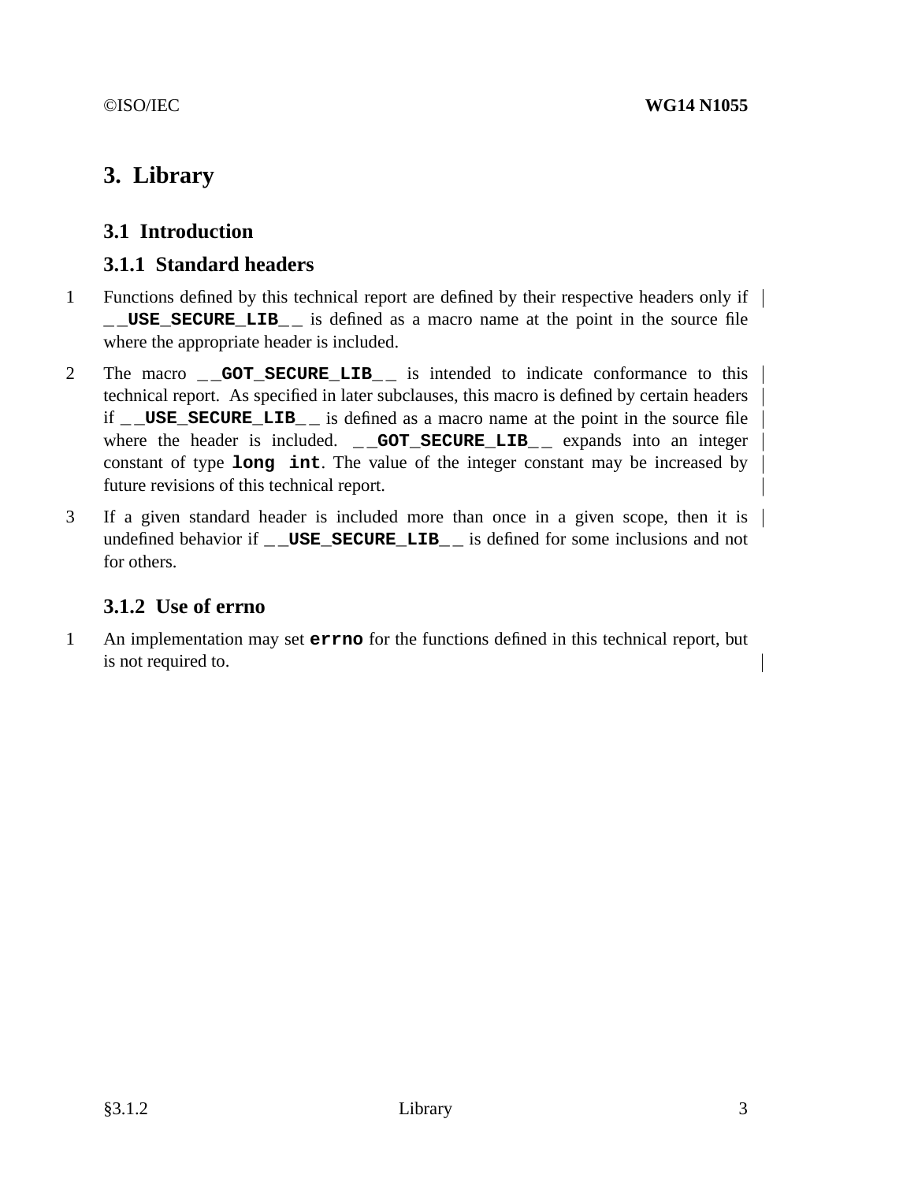# 3. Library

## 3.1 Introduction

### 3.1.1 Standard headers

1 Functions defined by this technical report are defined by their respective headers only if **__USE_SECURE_LIB__** is defined as a macro name at the point in the source file where the appropriate header is included.

2 The macro **__GOT_SECURE_LIB__** is intended to indicate conformance to this technical report. As specified in later subclauses, this macro is defined by certain headers if **__USE_SECURE_LIB__** is defined as a macro name at the point in the source file where the header is included. **__GOT_SECURE_LIB__** expands into an integer constant of type **long int**. The value of the integer constant may be increased by future revisions of this technical report.

3 If a given standard header is included more than once in a given scope, then it is undefined behavior if **__USE_SECURE_LIB__** is defined for some inclusions and not for others.

### 3.1.2 Use of errno

1 An implementation may set **errno** for the functions defined in this technical report, but is not required to.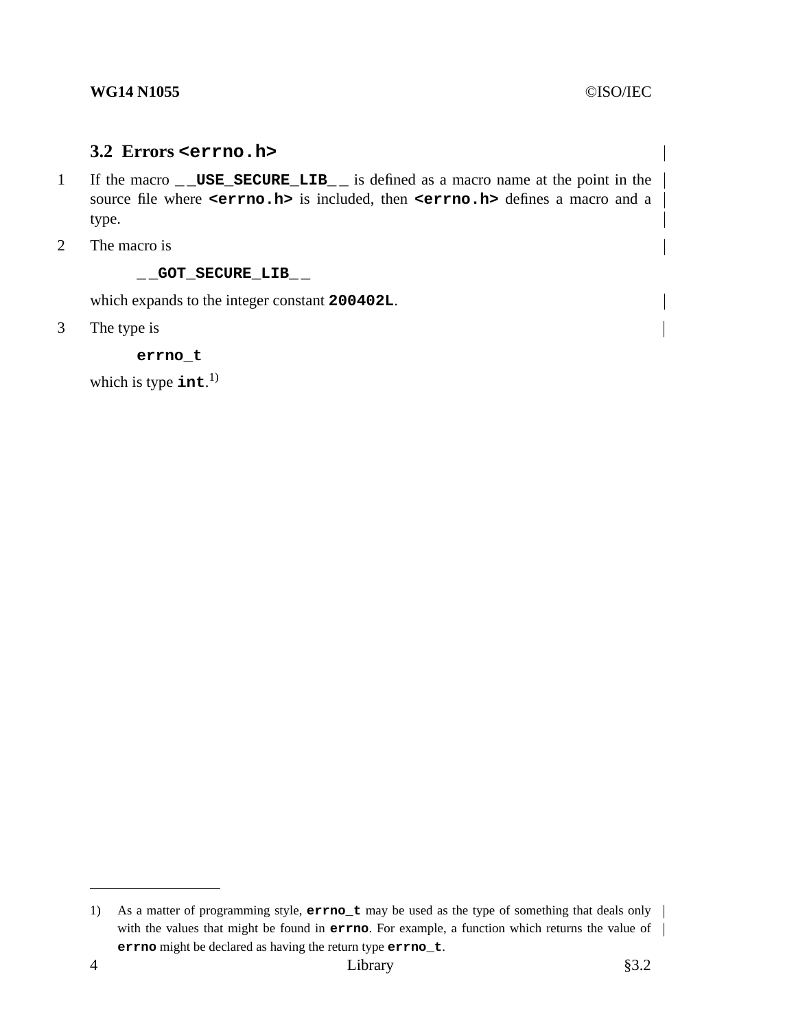### 3.2 Errors `<errno.h>`

1 If the macro `__USE_SECURE_LIB__` is defined as a macro name at the point in the source file where `<errno.h>` is included, then `<errno.h>` defines a macro and a type.

2 The macro is

```
__GOT_SECURE_LIB__
```

which expands to the integer constant **200402L**.

3 The type is

```
errno_t
```

which is type **int**.[1)]

---

1) As a matter of programming style, **errno_t** may be used as the type of something that deals only with the values that might be found in **errno**. For example, a function which returns the value of **errno** might be declared as having the return type **errno_t**.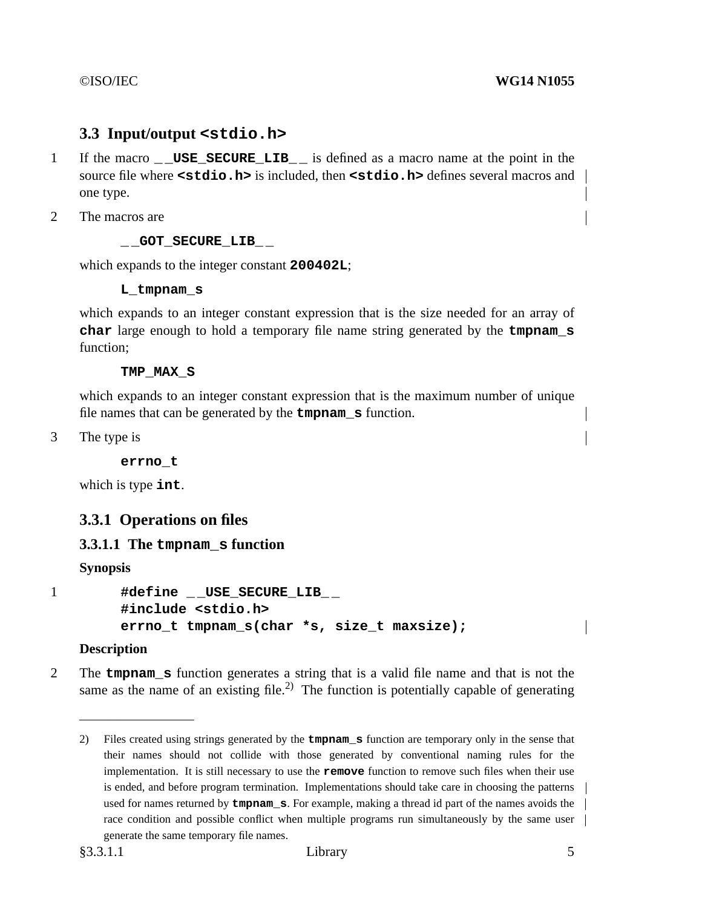## 3.3 Input/output `<stdio.h>`

1 If the macro `__USE_SECURE_LIB__` is defined as a macro name at the point in the source file where `<stdio.h>` is included, then `<stdio.h>` defines several macros and one type.

2 The macros are

`__GOT_SECURE_LIB__`

which expands to the integer constant **200402L**;

`L_tmpnam_s`

which expands to an integer constant expression that is the size needed for an array of **char** large enough to hold a temporary file name string generated by the **tmpnam_s** function;

`TMP_MAX_S`

which expands to an integer constant expression that is the maximum number of unique file names that can be generated by the **tmpnam_s** function.

3 The type is

`errno_t`

which is type **int**.

### 3.3.1 Operations on files

#### 3.3.1.1 The `tmpnam_s` function

**Synopsis**

1

```
#define __USE_SECURE_LIB__
#include <stdio.h>
errno_t tmpnam_s(char *s, size_t maxsize);
```

**Description**

2 The **tmpnam_s** function generates a string that is a valid file name and that is not the same as the name of an existing file.[2] The function is potentially capable of generating

---

2) Files created using strings generated by the **tmpnam_s** function are temporary only in the sense that their names should not collide with those generated by conventional naming rules for the implementation. It is still necessary to use the **remove** function to remove such files when their use is ended, and before program termination. Implementations should take care in choosing the patterns used for names returned by **tmpnam_s**. For example, making a thread id part of the names avoids the race condition and possible conflict when multiple programs run simultaneously by the same user generate the same temporary file names.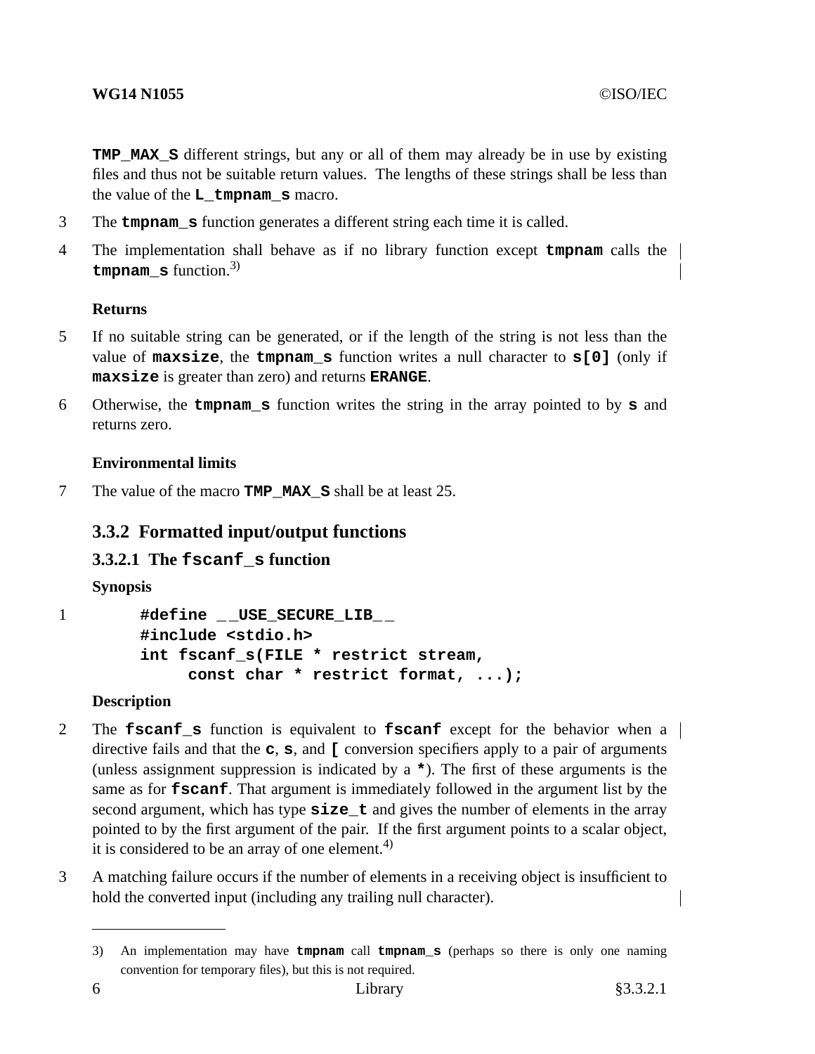**TMP_MAX_S** different strings, but any or all of them may already be in use by existing files and thus not be suitable return values. The lengths of these strings shall be less than the value of the **L_tmpnam_s** macro.

3 The **tmpnam_s** function generates a different string each time it is called.

4 The implementation shall behave as if no library function except **tmpnam** calls the **tmpnam_s** function.[3)]

**Returns**

5 If no suitable string can be generated, or if the length of the string is not less than the value of **maxsize**, the **tmpnam_s** function writes a null character to **s[0]** (only if **maxsize** is greater than zero) and returns **ERANGE**.

6 Otherwise, the **tmpnam_s** function writes the string in the array pointed to by **s** and returns zero.

**Environmental limits**

7 The value of the macro **TMP_MAX_S** shall be at least 25.

### 3.3.2 Formatted input/output functions

#### 3.3.2.1 The fscanf_s function

**Synopsis**

1
```
#define __USE_SECURE_LIB__
#include <stdio.h>
int fscanf_s(FILE * restrict stream,
     const char * restrict format, ...);
```

**Description**

2 The **fscanf_s** function is equivalent to **fscanf** except for the behavior when a directive fails and that the **c**, **s**, and **[** conversion specifiers apply to a pair of arguments (unless assignment suppression is indicated by a *). The first of these arguments is the same as for **fscanf**. That argument is immediately followed in the argument list by the second argument, which has type **size_t** and gives the number of elements in the array pointed to by the first argument of the pair. If the first argument points to a scalar object, it is considered to be an array of one element.[4)]

3 A matching failure occurs if the number of elements in a receiving object is insufficient to hold the converted input (including any trailing null character).

---

3) An implementation may have **tmpnam** call **tmpnam_s** (perhaps so there is only one naming convention for temporary files), but this is not required.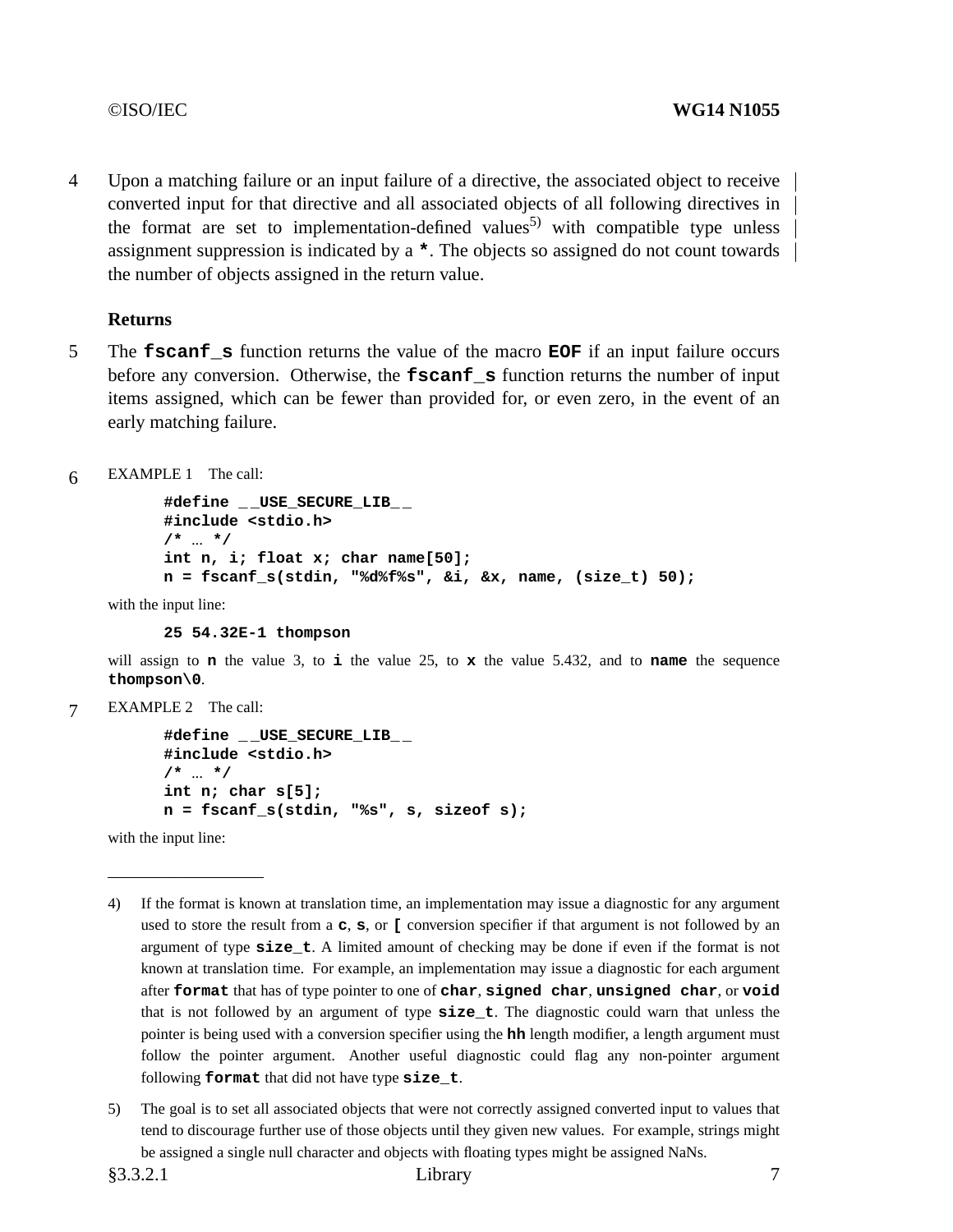4 Upon a matching failure or an input failure of a directive, the associated object to receive converted input for that directive and all associated objects of all following directives in the format are set to implementation-defined values[5] with compatible type unless assignment suppression is indicated by a **\***. The objects so assigned do not count towards the number of objects assigned in the return value.

### Returns

5 The **fscanf_s** function returns the value of the macro **EOF** if an input failure occurs before any conversion. Otherwise, the **fscanf_s** function returns the number of input items assigned, which can be fewer than provided for, or even zero, in the event of an early matching failure.

6 EXAMPLE 1 The call:

```
#define __USE_SECURE_LIB__
#include <stdio.h>
/* ... */
int n, i; float x; char name[50];
n = fscanf_s(stdin, "%d%f%s", &i, &x, name, (size_t) 50);
```

with the input line:

```
25 54.32E-1 thompson
```

will assign to **n** the value 3, to **i** the value 25, to **x** the value 5.432, and to **name** the sequence **thompson\0**.

7 EXAMPLE 2 The call:

```
#define __USE_SECURE_LIB__
#include <stdio.h>
/* ... */
int n; char s[5];
n = fscanf_s(stdin, "%s", s, sizeof s);
```

with the input line:

---

4) If the format is known at translation time, an implementation may issue a diagnostic for any argument used to store the result from a **c**, **s**, or **[** conversion specifier if that argument is not followed by an argument of type **size_t**. A limited amount of checking may be done if even if the format is not known at translation time. For example, an implementation may issue a diagnostic for each argument after **format** that has of type pointer to one of **char**, **signed char**, **unsigned char**, or **void** that is not followed by an argument of type **size_t**. The diagnostic could warn that unless the pointer is being used with a conversion specifier using the **hh** length modifier, a length argument must follow the pointer argument. Another useful diagnostic could flag any non-pointer argument following **format** that did not have type **size_t**.

5) The goal is to set all associated objects that were not correctly assigned converted input to values that tend to discourage further use of those objects until they given new values. For example, strings might be assigned a single null character and objects with floating types might be assigned NaNs.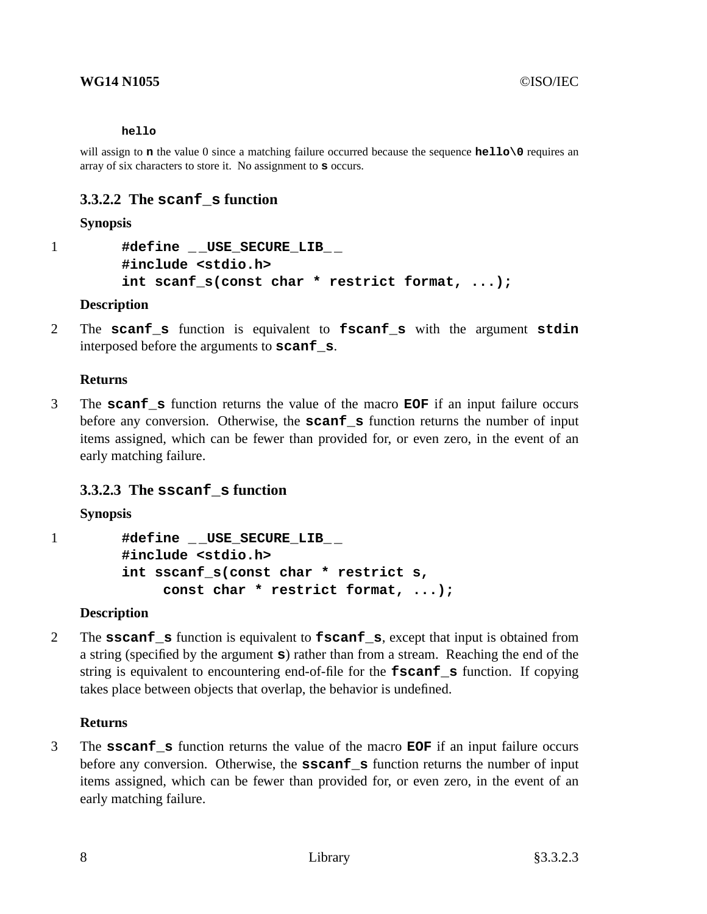```
hello
```

will assign to **n** the value 0 since a matching failure occurred because the sequence **hello\0** requires an array of six characters to store it. No assignment to **s** occurs.

### 3.3.2.2 The scanf_s function

**Synopsis**

1

```
#define __USE_SECURE_LIB__
#include <stdio.h>
int scanf_s(const char * restrict format, ...);
```

**Description**

2 The **scanf_s** function is equivalent to **fscanf_s** with the argument **stdin** interposed before the arguments to **scanf_s**.

**Returns**

3 The **scanf_s** function returns the value of the macro **EOF** if an input failure occurs before any conversion. Otherwise, the **scanf_s** function returns the number of input items assigned, which can be fewer than provided for, or even zero, in the event of an early matching failure.

### 3.3.2.3 The sscanf_s function

**Synopsis**

1

```
#define __USE_SECURE_LIB__
#include <stdio.h>
int sscanf_s(const char * restrict s,
     const char * restrict format, ...);
```

**Description**

2 The **sscanf_s** function is equivalent to **fscanf_s**, except that input is obtained from a string (specified by the argument **s**) rather than from a stream. Reaching the end of the string is equivalent to encountering end-of-file for the **fscanf_s** function. If copying takes place between objects that overlap, the behavior is undefined.

**Returns**

3 The **sscanf_s** function returns the value of the macro **EOF** if an input failure occurs before any conversion. Otherwise, the **sscanf_s** function returns the number of input items assigned, which can be fewer than provided for, or even zero, in the event of an early matching failure.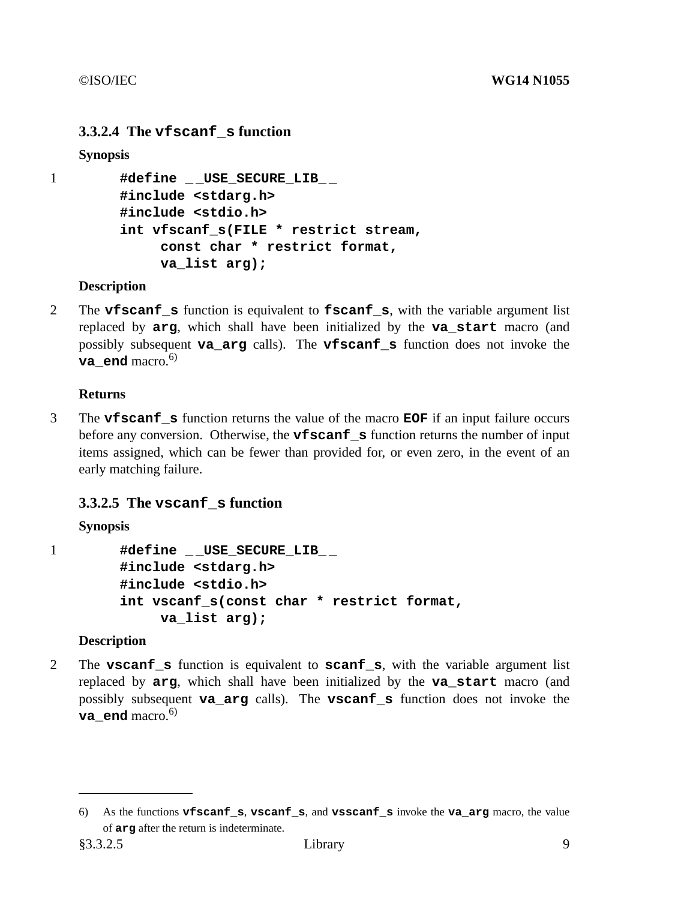### 3.3.2.4 The `vfscanf_s` function

**Synopsis**

1

```
#define __USE_SECURE_LIB__
#include <stdarg.h>
#include <stdio.h>
int vfscanf_s(FILE * restrict stream,
     const char * restrict format,
     va_list arg);
```

**Description**

2 The **vfscanf_s** function is equivalent to **fscanf_s**, with the variable argument list replaced by **arg**, which shall have been initialized by the **va_start** macro (and possibly subsequent **va_arg** calls). The **vfscanf_s** function does not invoke the **va_end** macro.[6)]

**Returns**

3 The **vfscanf_s** function returns the value of the macro **EOF** if an input failure occurs before any conversion. Otherwise, the **vfscanf_s** function returns the number of input items assigned, which can be fewer than provided for, or even zero, in the event of an early matching failure.

### 3.3.2.5 The `vscanf_s` function

**Synopsis**

1

```
#define __USE_SECURE_LIB__
#include <stdarg.h>
#include <stdio.h>
int vscanf_s(const char * restrict format,
     va_list arg);
```

**Description**

2 The **vscanf_s** function is equivalent to **scanf_s**, with the variable argument list replaced by **arg**, which shall have been initialized by the **va_start** macro (and possibly subsequent **va_arg** calls). The **vscanf_s** function does not invoke the **va_end** macro.[6)]

---

6) As the functions **vfscanf_s**, **vscanf_s**, and **vsscanf_s** invoke the **va_arg** macro, the value of **arg** after the return is indeterminate.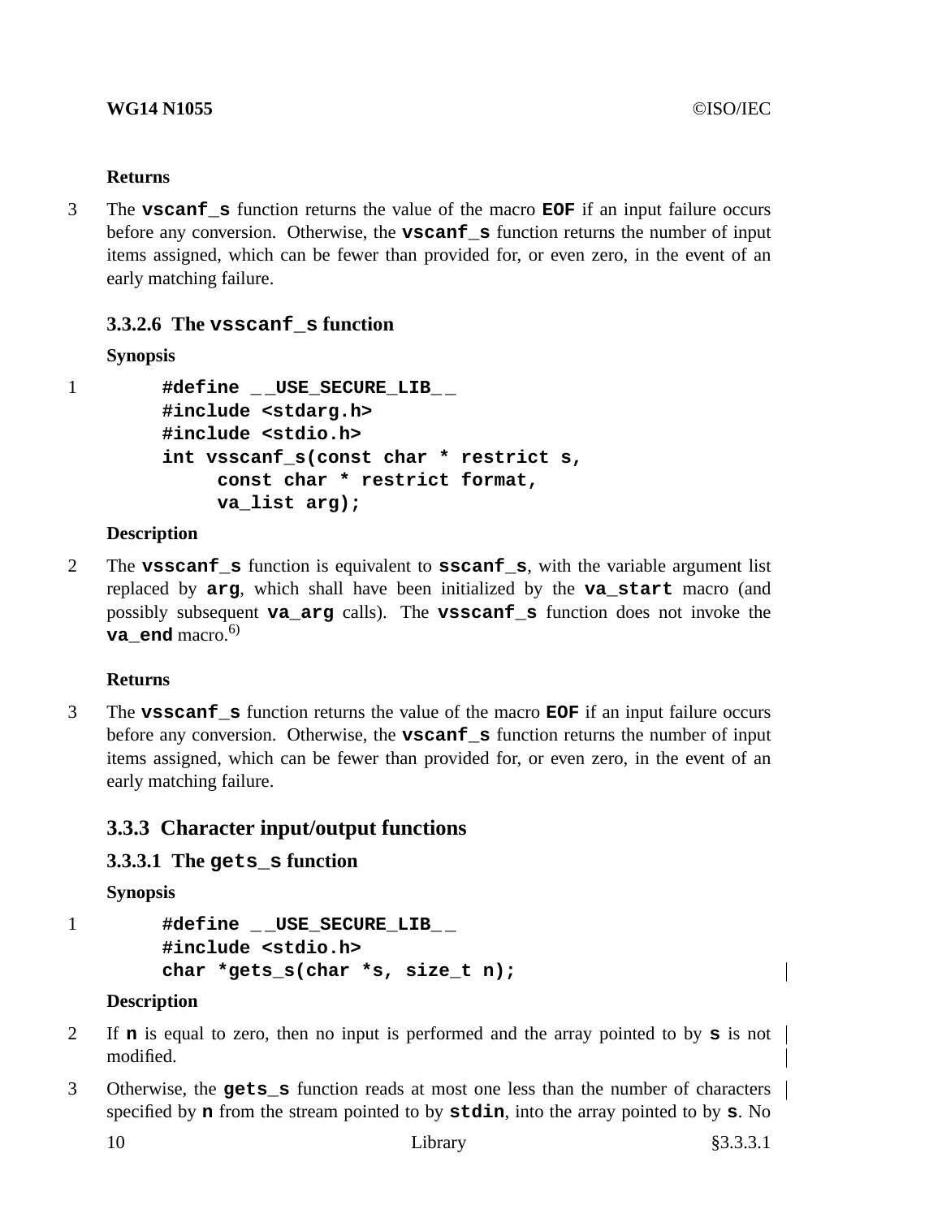**Returns**

3 The **vscanf_s** function returns the value of the macro **EOF** if an input failure occurs before any conversion. Otherwise, the **vscanf_s** function returns the number of input items assigned, which can be fewer than provided for, or even zero, in the event of an early matching failure.

### 3.3.2.6 The vsscanf_s function

**Synopsis**

1
```
#define __USE_SECURE_LIB__
#include <stdarg.h>
#include <stdio.h>
int vsscanf_s(const char * restrict s,
     const char * restrict format,
     va_list arg);
```

**Description**

2 The **vsscanf_s** function is equivalent to **sscanf_s**, with the variable argument list replaced by **arg**, which shall have been initialized by the **va_start** macro (and possibly subsequent **va_arg** calls). The **vsscanf_s** function does not invoke the **va_end** macro.[6)]

**Returns**

3 The **vsscanf_s** function returns the value of the macro **EOF** if an input failure occurs before any conversion. Otherwise, the **vscanf_s** function returns the number of input items assigned, which can be fewer than provided for, or even zero, in the event of an early matching failure.

## 3.3.3 Character input/output functions

### 3.3.3.1 The gets_s function

**Synopsis**

1
```
#define __USE_SECURE_LIB__
#include <stdio.h>
char *gets_s(char *s, size_t n);
```

**Description**

2 If **n** is equal to zero, then no input is performed and the array pointed to by **s** is not modified.

3 Otherwise, the **gets_s** function reads at most one less than the number of characters specified by **n** from the stream pointed to by **stdin**, into the array pointed to by **s**. No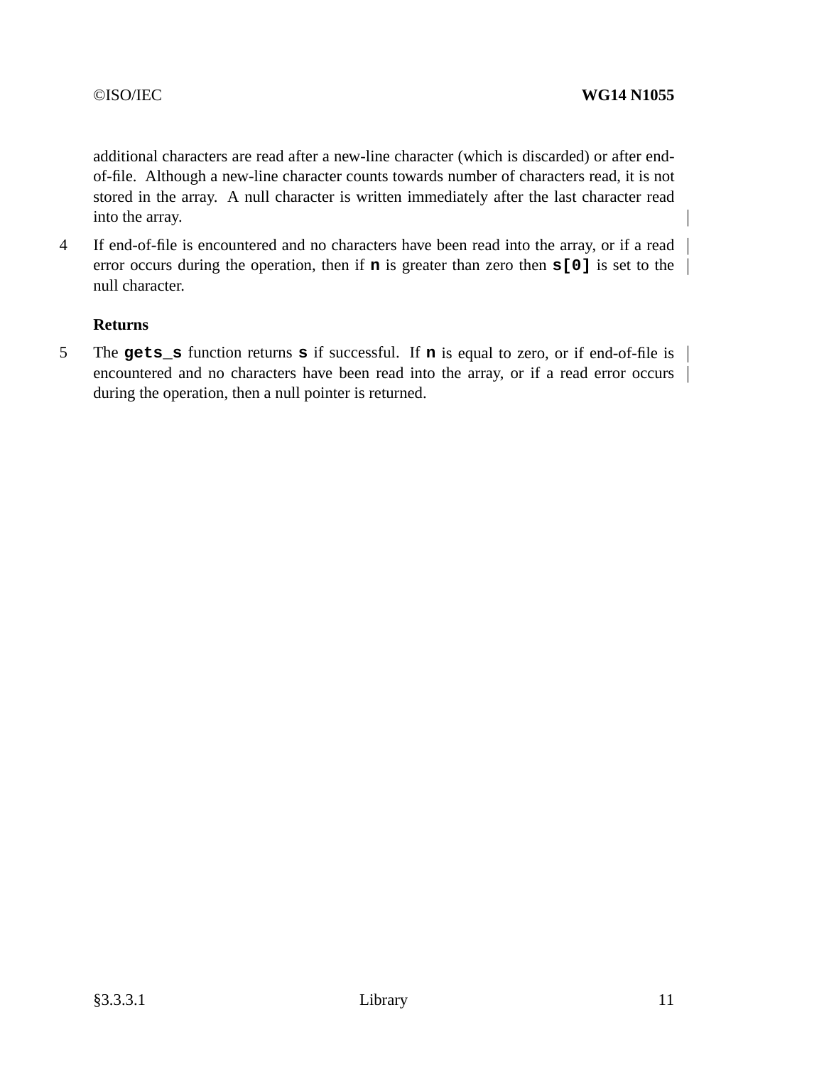additional characters are read after a new-line character (which is discarded) or after end-of-file. Although a new-line character counts towards number of characters read, it is not stored in the array. A null character is written immediately after the last character read into the array.

4 If end-of-file is encountered and no characters have been read into the array, or if a read error occurs during the operation, then if **n** is greater than zero then **s[0]** is set to the null character.

**Returns**

5 The **gets_s** function returns **s** if successful. If **n** is equal to zero, or if end-of-file is encountered and no characters have been read into the array, or if a read error occurs during the operation, then a null pointer is returned.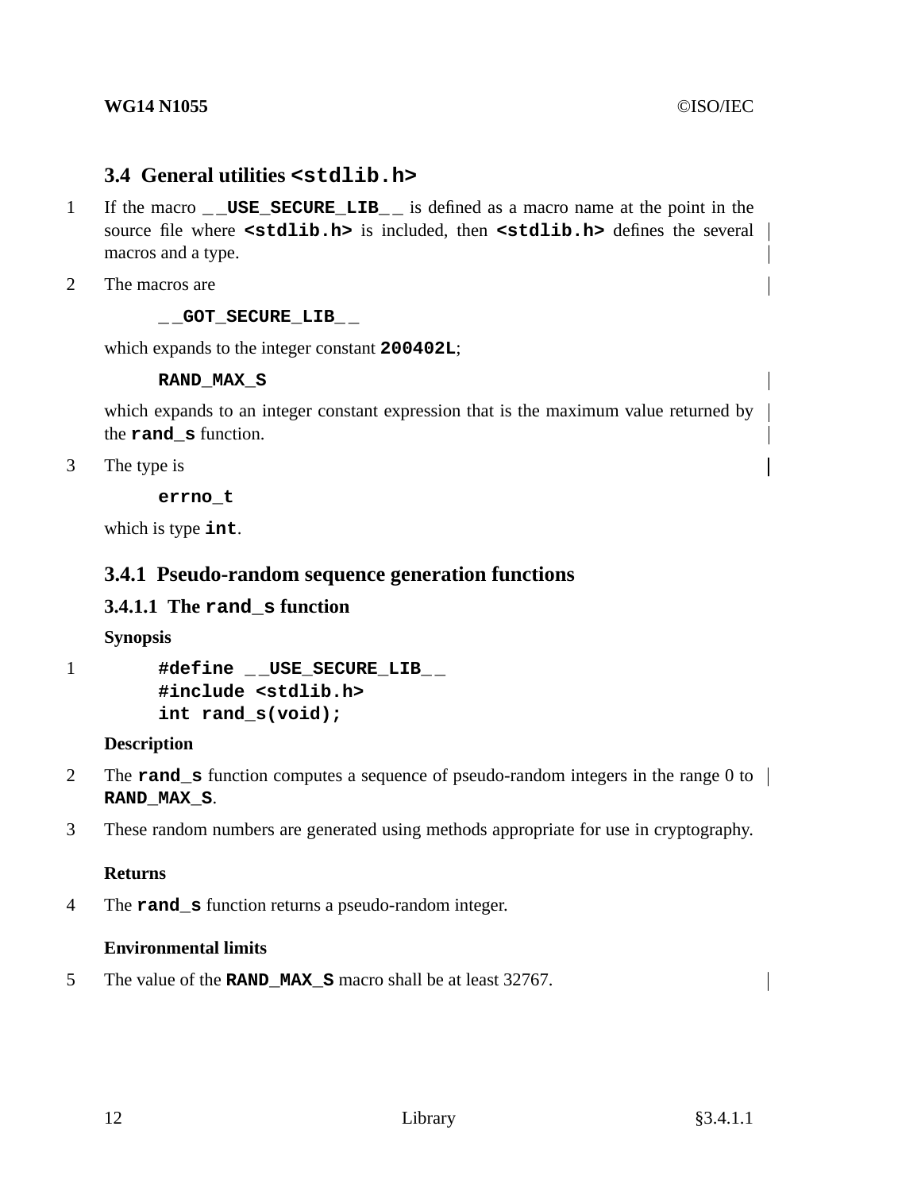## 3.4 General utilities `<stdlib.h>`

1 If the macro `__USE_SECURE_LIB__` is defined as a macro name at the point in the source file where `<stdlib.h>` is included, then `<stdlib.h>` defines the several macros and a type.

2 The macros are

```
__GOT_SECURE_LIB__
```

which expands to the integer constant **`200402L`**;

```
RAND_MAX_S
```

which expands to an integer constant expression that is the maximum value returned by the **`rand_s`** function.

3 The type is

```
errno_t
```

which is type **`int`**.

### 3.4.1 Pseudo-random sequence generation functions

#### 3.4.1.1 The `rand_s` function

**Synopsis**

1

```
#define __USE_SECURE_LIB__
#include <stdlib.h>
int rand_s(void);
```

**Description**

2 The **`rand_s`** function computes a sequence of pseudo-random integers in the range 0 to **`RAND_MAX_S`**.

3 These random numbers are generated using methods appropriate for use in cryptography.

**Returns**

4 The **`rand_s`** function returns a pseudo-random integer.

**Environmental limits**

5 The value of the **`RAND_MAX_S`** macro shall be at least 32767.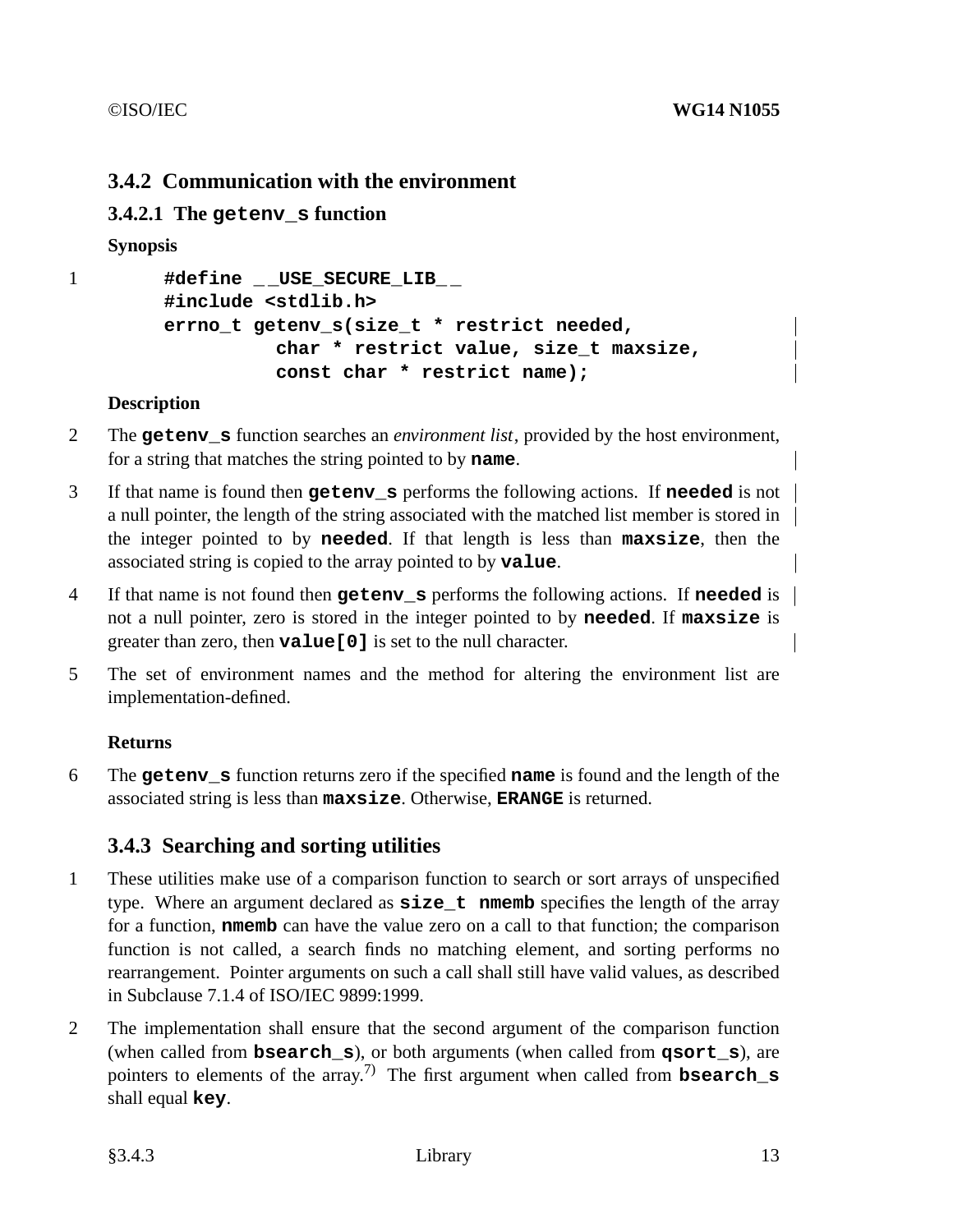### 3.4.2 Communication with the environment

#### 3.4.2.1 The `getenv_s` function

**Synopsis**

1
```
#define __USE_SECURE_LIB__
#include <stdlib.h>
errno_t getenv_s(size_t * restrict needed,
          char * restrict value, size_t maxsize,
          const char * restrict name);
```

**Description**

2 The **`getenv_s`** function searches an *environment list*, provided by the host environment, for a string that matches the string pointed to by **`name`**.

3 If that name is found then **`getenv_s`** performs the following actions. If **`needed`** is not a null pointer, the length of the string associated with the matched list member is stored in the integer pointed to by **`needed`**. If that length is less than **`maxsize`**, then the associated string is copied to the array pointed to by **`value`**.

4 If that name is not found then **`getenv_s`** performs the following actions. If **`needed`** is not a null pointer, zero is stored in the integer pointed to by **`needed`**. If **`maxsize`** is greater than zero, then **`value[0]`** is set to the null character.

5 The set of environment names and the method for altering the environment list are implementation-defined.

**Returns**

6 The **`getenv_s`** function returns zero if the specified **`name`** is found and the length of the associated string is less than **`maxsize`**. Otherwise, **`ERANGE`** is returned.

### 3.4.3 Searching and sorting utilities

1 These utilities make use of a comparison function to search or sort arrays of unspecified type. Where an argument declared as **`size_t nmemb`** specifies the length of the array for a function, **`nmemb`** can have the value zero on a call to that function; the comparison function is not called, a search finds no matching element, and sorting performs no rearrangement. Pointer arguments on such a call shall still have valid values, as described in Subclause 7.1.4 of ISO/IEC 9899:1999.

2 The implementation shall ensure that the second argument of the comparison function (when called from **`bsearch_s`**), or both arguments (when called from **`qsort_s`**), are pointers to elements of the array.[7)] The first argument when called from **`bsearch_s`** shall equal **`key`**.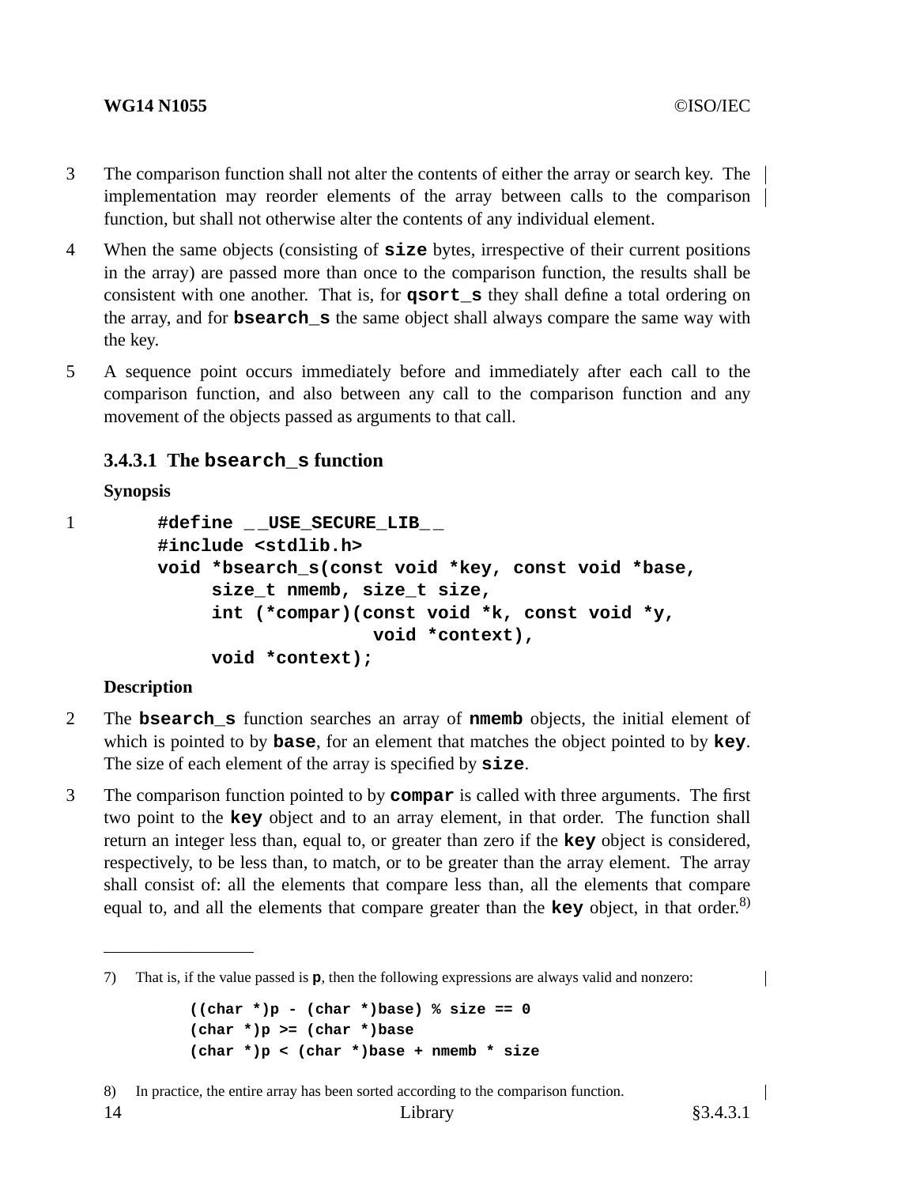3 The comparison function shall not alter the contents of either the array or search key. The implementation may reorder elements of the array between calls to the comparison function, but shall not otherwise alter the contents of any individual element.

4 When the same objects (consisting of **size** bytes, irrespective of their current positions in the array) are passed more than once to the comparison function, the results shall be consistent with one another. That is, for **qsort_s** they shall define a total ordering on the array, and for **bsearch_s** the same object shall always compare the same way with the key.

5 A sequence point occurs immediately before and immediately after each call to the comparison function, and also between any call to the comparison function and any movement of the objects passed as arguments to that call.

### 3.4.3.1 The bsearch_s function

**Synopsis**

1
```
#define __USE_SECURE_LIB__
#include <stdlib.h>
void *bsearch_s(const void *key, const void *base,
     size_t nmemb, size_t size,
     int (*compar)(const void *k, const void *y,
                   void *context),
     void *context);
```

**Description**

2 The **bsearch_s** function searches an array of **nmemb** objects, the initial element of which is pointed to by **base**, for an element that matches the object pointed to by **key**. The size of each element of the array is specified by **size**.

3 The comparison function pointed to by **compar** is called with three arguments. The first two point to the **key** object and to an array element, in that order. The function shall return an integer less than, equal to, or greater than zero if the **key** object is considered, respectively, to be less than, to match, or to be greater than the array element. The array shall consist of: all the elements that compare less than, all the elements that compare equal to, and all the elements that compare greater than the **key** object, in that order.[8)]

---

7) That is, if the value passed is **p**, then the following expressions are always valid and nonzero:

```
((char *)p - (char *)base) % size == 0
(char *)p >= (char *)base
(char *)p < (char *)base + nmemb * size
```

8) In practice, the entire array has been sorted according to the comparison function.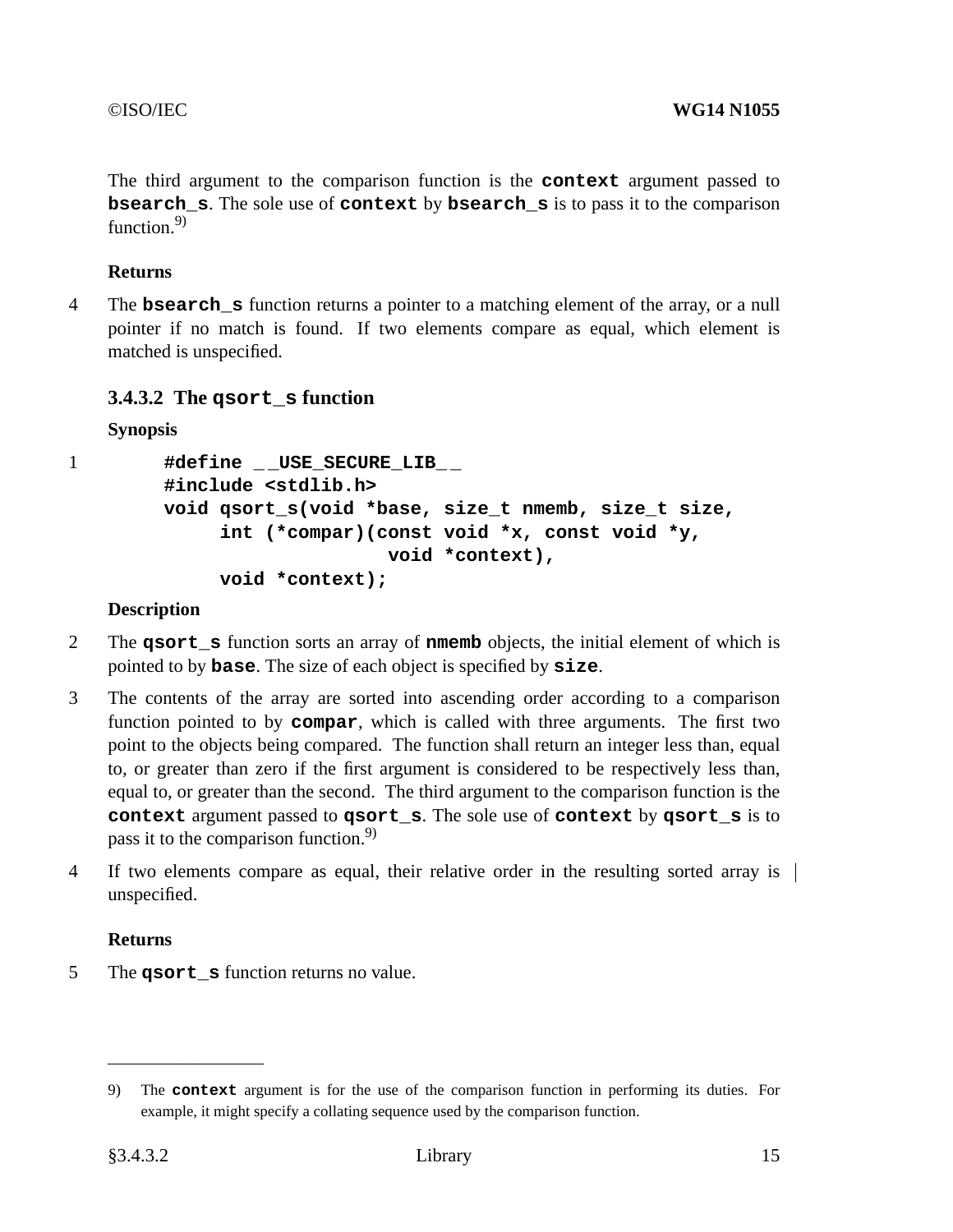The third argument to the comparison function is the **context** argument passed to **bsearch_s**. The sole use of **context** by **bsearch_s** is to pass it to the comparison function.[9)]

**Returns**

4 The **bsearch_s** function returns a pointer to a matching element of the array, or a null pointer if no match is found. If two elements compare as equal, which element is matched is unspecified.

### 3.4.3.2 The qsort_s function

**Synopsis**

1
```
#define __USE_SECURE_LIB__
#include <stdlib.h>
void qsort_s(void *base, size_t nmemb, size_t size,
     int (*compar)(const void *x, const void *y,
                   void *context),
     void *context);
```

**Description**

2 The **qsort_s** function sorts an array of **nmemb** objects, the initial element of which is pointed to by **base**. The size of each object is specified by **size**.

3 The contents of the array are sorted into ascending order according to a comparison function pointed to by **compar**, which is called with three arguments. The first two point to the objects being compared. The function shall return an integer less than, equal to, or greater than zero if the first argument is considered to be respectively less than, equal to, or greater than the second. The third argument to the comparison function is the **context** argument passed to **qsort_s**. The sole use of **context** by **qsort_s** is to pass it to the comparison function.[9)]

4 If two elements compare as equal, their relative order in the resulting sorted array is unspecified.

**Returns**

5 The **qsort_s** function returns no value.

---

9) The **context** argument is for the use of the comparison function in performing its duties. For example, it might specify a collating sequence used by the comparison function.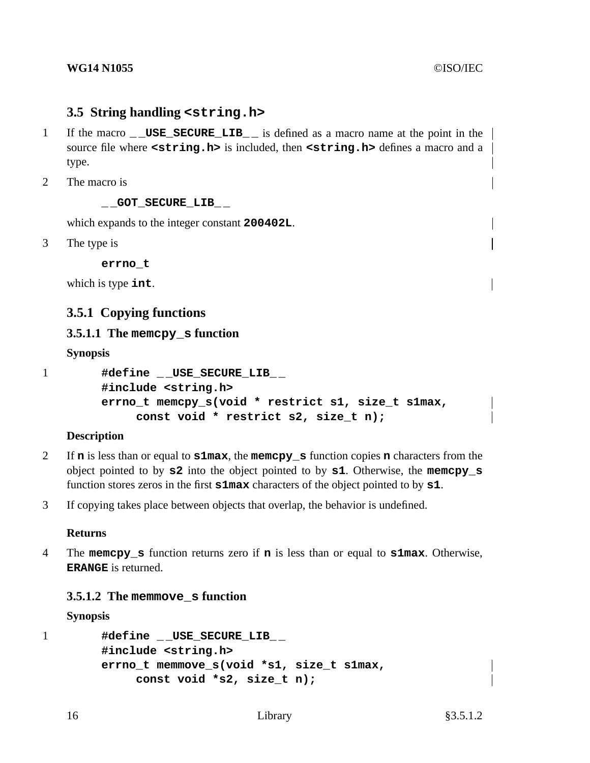## 3.5 String handling `<string.h>`

1 If the macro `__USE_SECURE_LIB__` is defined as a macro name at the point in the source file where `<string.h>` is included, then `<string.h>` defines a macro and a type.

2 The macro is

```
__GOT_SECURE_LIB__
```

which expands to the integer constant **200402L**.

3 The type is

```
errno_t
```

which is type **int**.

### 3.5.1 Copying functions

#### 3.5.1.1 The `memcpy_s` function

**Synopsis**

1
```
#define __USE_SECURE_LIB__
#include <string.h>
errno_t memcpy_s(void * restrict s1, size_t s1max,
     const void * restrict s2, size_t n);
```

**Description**

2 If **n** is less than or equal to **s1max**, the **memcpy_s** function copies **n** characters from the object pointed to by **s2** into the object pointed to by **s1**. Otherwise, the **memcpy_s** function stores zeros in the first **s1max** characters of the object pointed to by **s1**.

3 If copying takes place between objects that overlap, the behavior is undefined.

**Returns**

4 The **memcpy_s** function returns zero if **n** is less than or equal to **s1max**. Otherwise, **ERANGE** is returned.

#### 3.5.1.2 The `memmove_s` function

**Synopsis**

1
```
#define __USE_SECURE_LIB__
#include <string.h>
errno_t memmove_s(void *s1, size_t s1max,
     const void *s2, size_t n);
```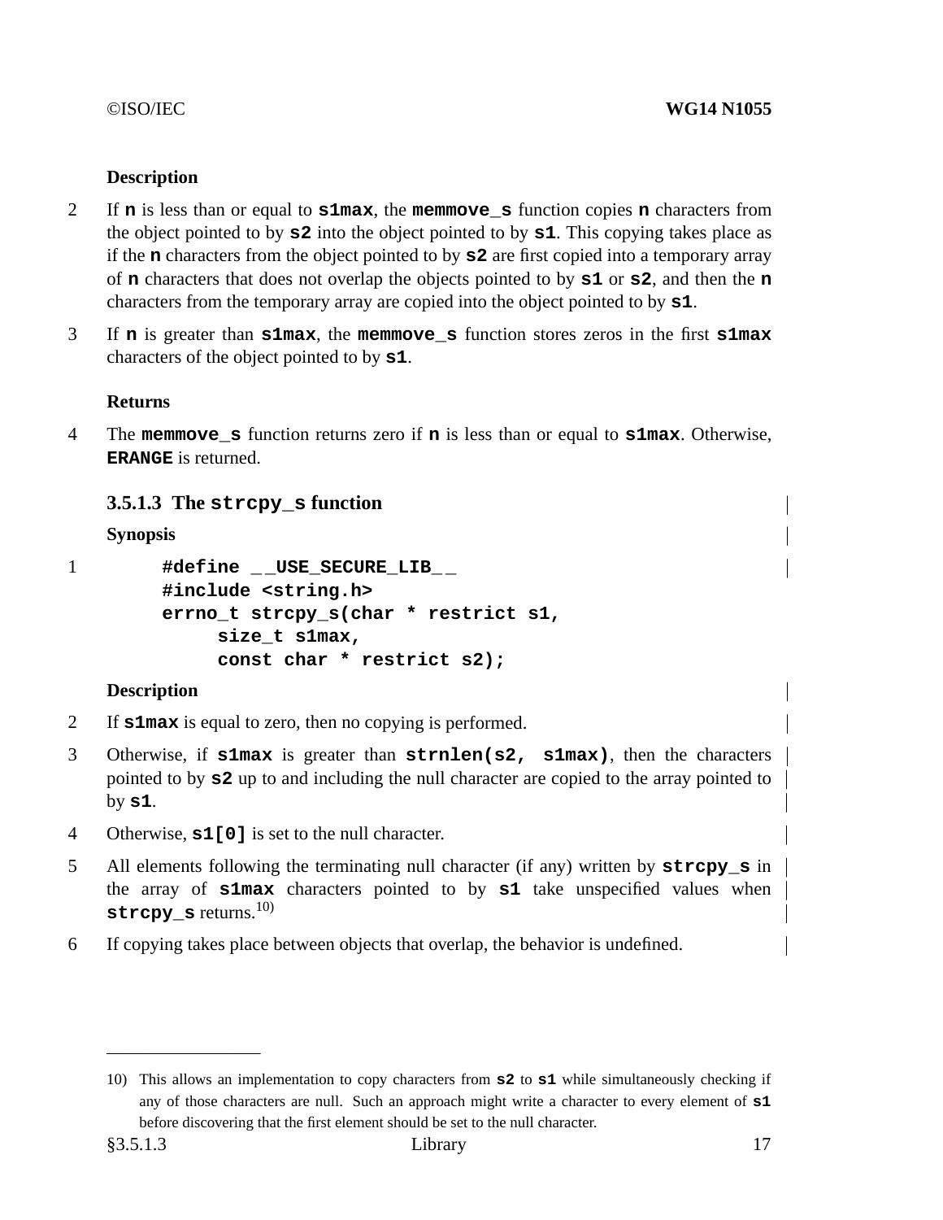**Description**

2 If **n** is less than or equal to **s1max**, the **memmove_s** function copies **n** characters from the object pointed to by **s2** into the object pointed to by **s1**. This copying takes place as if the **n** characters from the object pointed to by **s2** are first copied into a temporary array of **n** characters that does not overlap the objects pointed to by **s1** or **s2**, and then the **n** characters from the temporary array are copied into the object pointed to by **s1**.

3 If **n** is greater than **s1max**, the **memmove_s** function stores zeros in the first **s1max** characters of the object pointed to by **s1**.

**Returns**

4 The **memmove_s** function returns zero if **n** is less than or equal to **s1max**. Otherwise, **ERANGE** is returned.

### 3.5.1.3 The `strcpy_s` function

**Synopsis**

1
```
#define __USE_SECURE_LIB__
#include <string.h>
errno_t strcpy_s(char * restrict s1,
     size_t s1max,
     const char * restrict s2);
```

**Description**

2 If **s1max** is equal to zero, then no copying is performed.

3 Otherwise, if **s1max** is greater than **strnlen(s2, s1max)**, then the characters pointed to by **s2** up to and including the null character are copied to the array pointed to by **s1**.

4 Otherwise, **s1[0]** is set to the null character.

5 All elements following the terminating null character (if any) written by **strcpy_s** in the array of **s1max** characters pointed to by **s1** take unspecified values when **strcpy_s** returns.[10)]

6 If copying takes place between objects that overlap, the behavior is undefined.

---

10) This allows an implementation to copy characters from **s2** to **s1** while simultaneously checking if any of those characters are null. Such an approach might write a character to every element of **s1** before discovering that the first element should be set to the null character.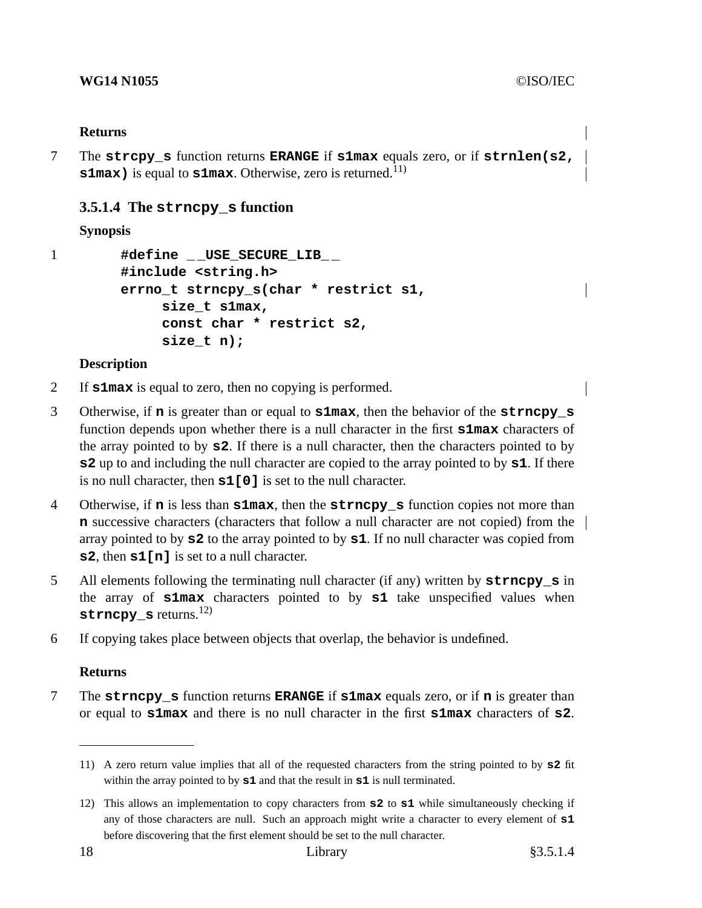**Returns**

7 The **strcpy_s** function returns **ERANGE** if **s1max** equals zero, or if **strnlen(s2, s1max)** is equal to **s1max**. Otherwise, zero is returned.[11)]

### 3.5.1.4 The strncpy_s function

**Synopsis**

1

```
#define __USE_SECURE_LIB__
#include <string.h>
errno_t strncpy_s(char * restrict s1,
     size_t s1max,
     const char * restrict s2,
     size_t n);
```

**Description**

2 If **s1max** is equal to zero, then no copying is performed.

3 Otherwise, if **n** is greater than or equal to **s1max**, then the behavior of the **strncpy_s** function depends upon whether there is a null character in the first **s1max** characters of the array pointed to by **s2**. If there is a null character, then the characters pointed to by **s2** up to and including the null character are copied to the array pointed to by **s1**. If there is no null character, then **s1[0]** is set to the null character.

4 Otherwise, if **n** is less than **s1max**, then the **strncpy_s** function copies not more than **n** successive characters (characters that follow a null character are not copied) from the array pointed to by **s2** to the array pointed to by **s1**. If no null character was copied from **s2**, then **s1[n]** is set to a null character.

5 All elements following the terminating null character (if any) written by **strncpy_s** in the array of **s1max** characters pointed to by **s1** take unspecified values when **strncpy_s** returns.[12)]

6 If copying takes place between objects that overlap, the behavior is undefined.

**Returns**

7 The **strncpy_s** function returns **ERANGE** if **s1max** equals zero, or if **n** is greater than or equal to **s1max** and there is no null character in the first **s1max** characters of **s2**.

---

11) A zero return value implies that all of the requested characters from the string pointed to by **s2** fit within the array pointed to by **s1** and that the result in **s1** is null terminated.

12) This allows an implementation to copy characters from **s2** to **s1** while simultaneously checking if any of those characters are null. Such an approach might write a character to every element of **s1** before discovering that the first element should be set to the null character.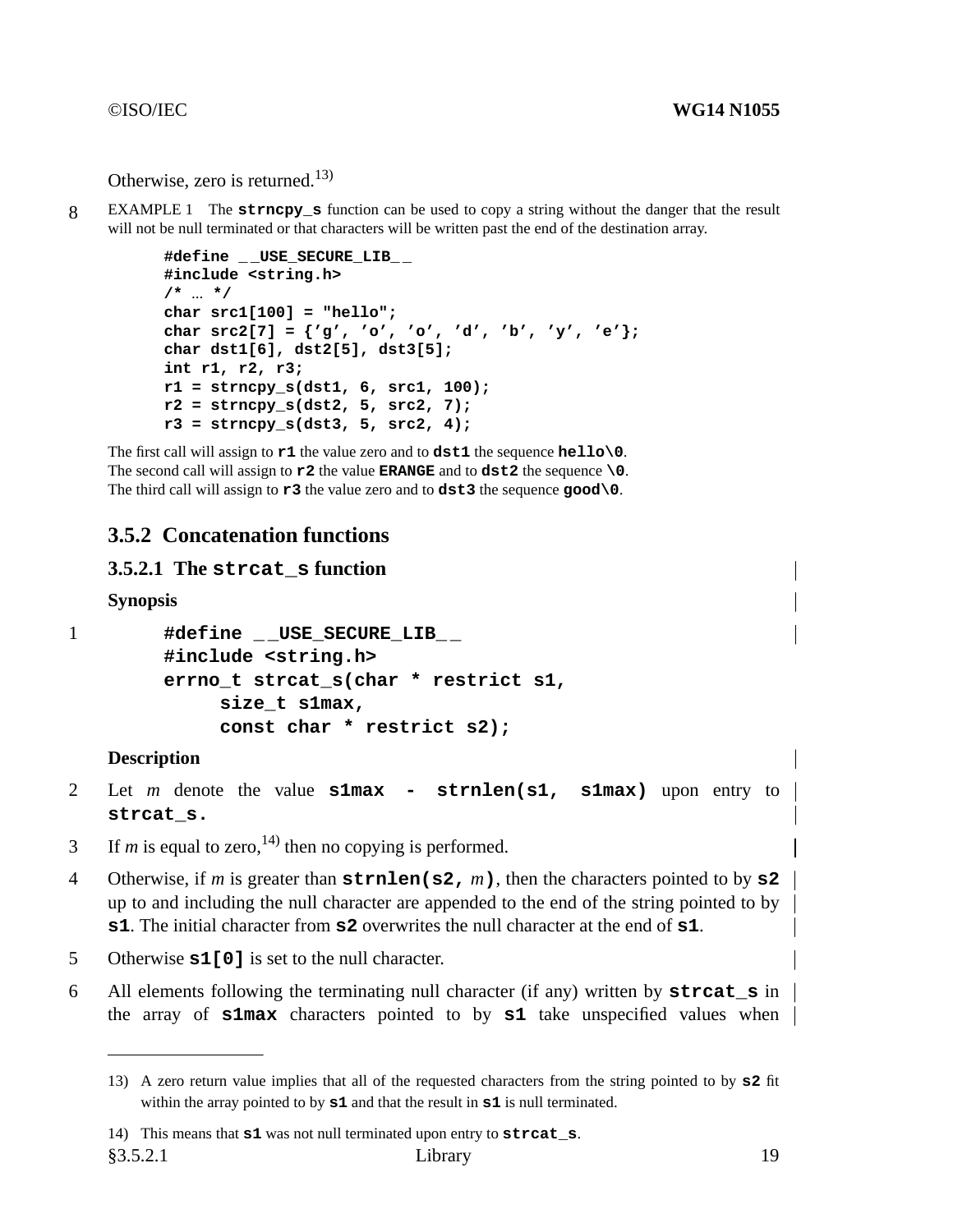Otherwise, zero is returned.[13)]

8 EXAMPLE 1 The **strncpy_s** function can be used to copy a string without the danger that the result will not be null terminated or that characters will be written past the end of the destination array.

```
#define __USE_SECURE_LIB__
#include <string.h>
/* ... */
char src1[100] = "hello";
char src2[7] = {'g', 'o', 'o', 'd', 'b', 'y', 'e'};
char dst1[6], dst2[5], dst3[5];
int r1, r2, r3;
r1 = strncpy_s(dst1, 6, src1, 100);
r2 = strncpy_s(dst2, 5, src2, 7);
r3 = strncpy_s(dst3, 5, src2, 4);
```

The first call will assign to **r1** the value zero and to **dst1** the sequence **hello\0**.
The second call will assign to **r2** the value **ERANGE** and to **dst2** the sequence **\0**.
The third call will assign to **r3** the value zero and to **dst3** the sequence **good\0**.

### 3.5.2 Concatenation functions

#### 3.5.2.1 The strcat_s function

**Synopsis**

1
```
#define __USE_SECURE_LIB__
#include <string.h>
errno_t strcat_s(char * restrict s1,
     size_t s1max,
     const char * restrict s2);
```

**Description**

2 Let *m* denote the value **s1max - strnlen(s1, s1max)** upon entry to **strcat_s.**

3 If *m* is equal to zero,[14)] then no copying is performed.

4 Otherwise, if *m* is greater than **strnlen(s2,** *m***)**, then the characters pointed to by **s2** up to and including the null character are appended to the end of the string pointed to by **s1**. The initial character from **s2** overwrites the null character at the end of **s1**.

5 Otherwise **s1[0]** is set to the null character.

6 All elements following the terminating null character (if any) written by **strcat_s** in the array of **s1max** characters pointed to by **s1** take unspecified values when

---

13) A zero return value implies that all of the requested characters from the string pointed to by **s2** fit within the array pointed to by **s1** and that the result in **s1** is null terminated.

14) This means that **s1** was not null terminated upon entry to **strcat_s**.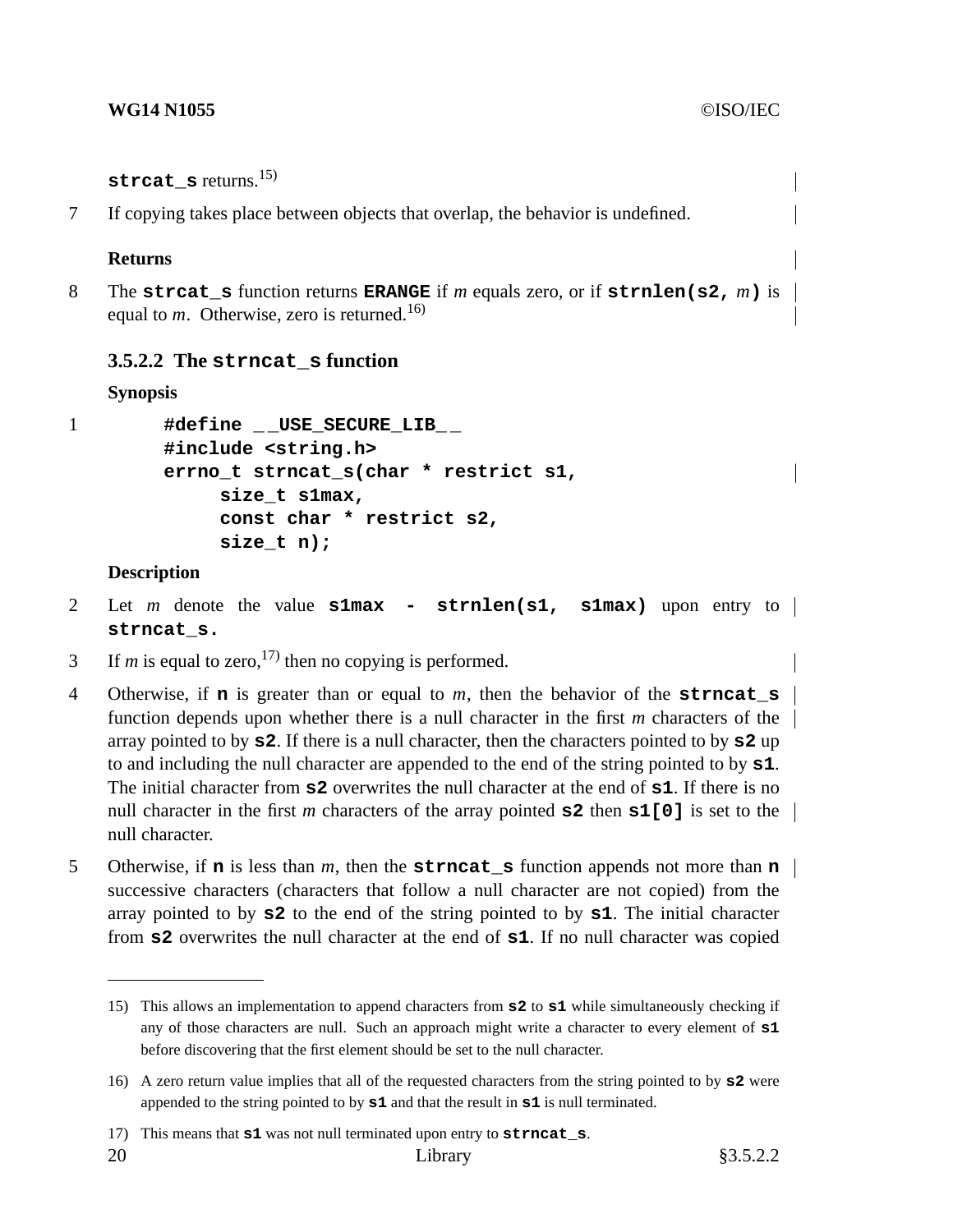**strcat_s** returns.[15)]

7 If copying takes place between objects that overlap, the behavior is undefined.

**Returns**

8 The **strcat_s** function returns **ERANGE** if *m* equals zero, or if **strnlen(s2,** *m***)** is equal to *m*. Otherwise, zero is returned.[16)]

### 3.5.2.2 The strncat_s function

**Synopsis**

1
```
#define __USE_SECURE_LIB__
#include <string.h>
errno_t strncat_s(char * restrict s1,
     size_t s1max,
     const char * restrict s2,
     size_t n);
```

**Description**

2 Let *m* denote the value **s1max - strnlen(s1, s1max)** upon entry to **strncat_s.**

3 If *m* is equal to zero,[17)] then no copying is performed.

4 Otherwise, if **n** is greater than or equal to *m*, then the behavior of the **strncat_s** function depends upon whether there is a null character in the first *m* characters of the array pointed to by **s2**. If there is a null character, then the characters pointed to by **s2** up to and including the null character are appended to the end of the string pointed to by **s1**. The initial character from **s2** overwrites the null character at the end of **s1**. If there is no null character in the first *m* characters of the array pointed **s2** then **s1[0]** is set to the null character.

5 Otherwise, if **n** is less than *m*, then the **strncat_s** function appends not more than **n** successive characters (characters that follow a null character are not copied) from the array pointed to by **s2** to the end of the string pointed to by **s1**. The initial character from **s2** overwrites the null character at the end of **s1**. If no null character was copied

---

15) This allows an implementation to append characters from **s2** to **s1** while simultaneously checking if any of those characters are null. Such an approach might write a character to every element of **s1** before discovering that the first element should be set to the null character.

16) A zero return value implies that all of the requested characters from the string pointed to by **s2** were appended to the string pointed to by **s1** and that the result in **s1** is null terminated.

17) This means that **s1** was not null terminated upon entry to **strncat_s**.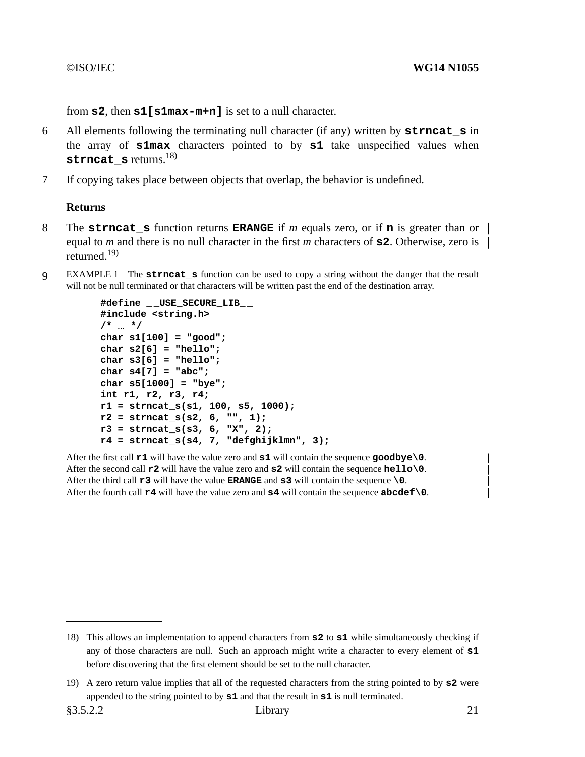from **s2**, then **s1[s1max-m+n]** is set to a null character.

6 All elements following the terminating null character (if any) written by **strncat_s** in the array of **s1max** characters pointed to by **s1** take unspecified values when **strncat_s** returns.[18)]

7 If copying takes place between objects that overlap, the behavior is undefined.

**Returns**

8 The **strncat_s** function returns **ERANGE** if *m* equals zero, or if **n** is greater than or equal to *m* and there is no null character in the first *m* characters of **s2**. Otherwise, zero is returned.[19)]

9 EXAMPLE 1 The **strncat_s** function can be used to copy a string without the danger that the result will not be null terminated or that characters will be written past the end of the destination array.

```
#define __USE_SECURE_LIB__
#include <string.h>
/* ... */
char s1[100] = "good";
char s2[6] = "hello";
char s3[6] = "hello";
char s4[7] = "abc";
char s5[1000] = "bye";
int r1, r2, r3, r4;
r1 = strncat_s(s1, 100, s5, 1000);
r2 = strncat_s(s2, 6, "", 1);
r3 = strncat_s(s3, 6, "X", 2);
r4 = strncat_s(s4, 7, "defghijklmn", 3);
```

After the first call **r1** will have the value zero and **s1** will contain the sequence **goodbye\0**.
After the second call **r2** will have the value zero and **s2** will contain the sequence **hello\0**.
After the third call **r3** will have the value **ERANGE** and **s3** will contain the sequence **\0**.
After the fourth call **r4** will have the value zero and **s4** will contain the sequence **abcdef\0**.

---

18) This allows an implementation to append characters from **s2** to **s1** while simultaneously checking if any of those characters are null. Such an approach might write a character to every element of **s1** before discovering that the first element should be set to the null character.

19) A zero return value implies that all of the requested characters from the string pointed to by **s2** were appended to the string pointed to by **s1** and that the result in **s1** is null terminated.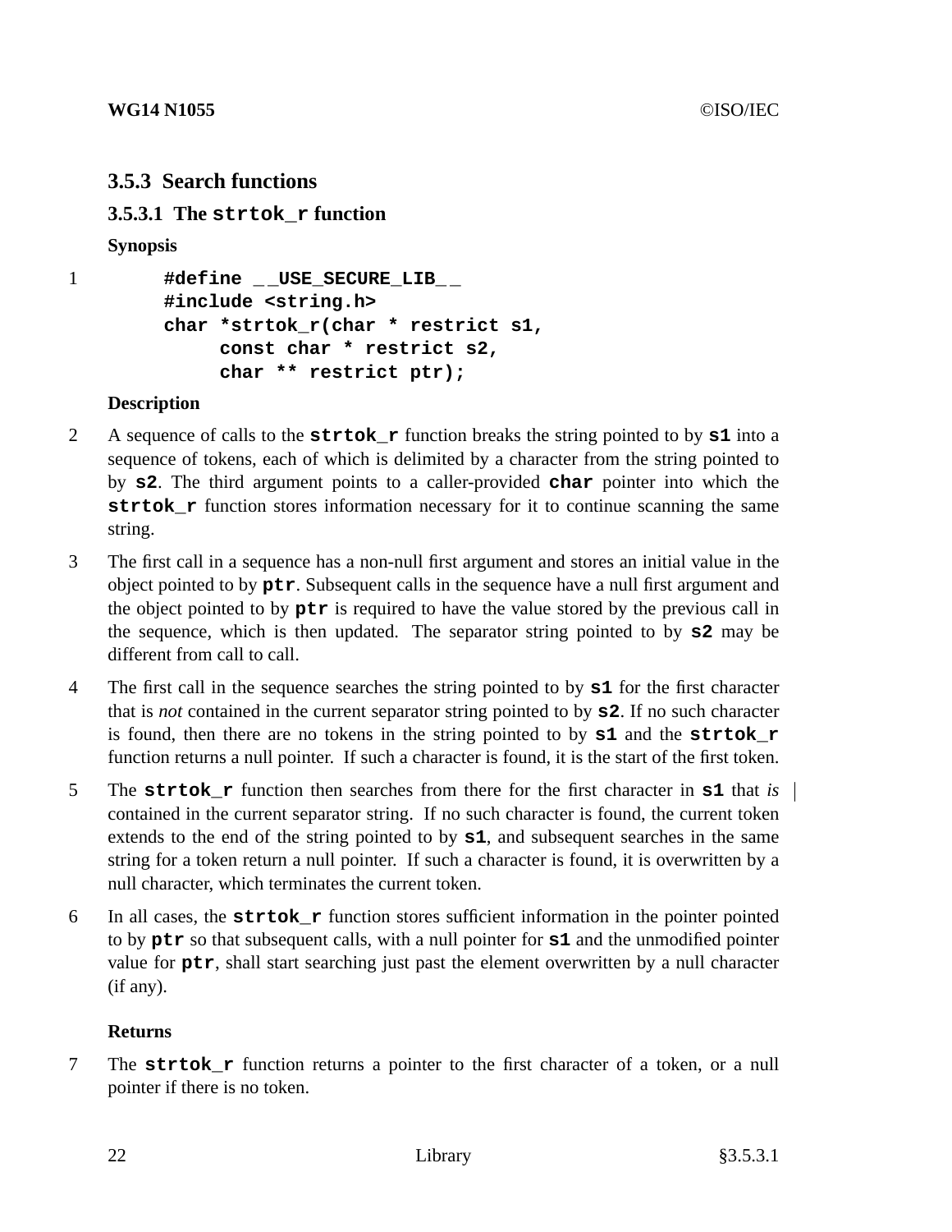## 3.5.3 Search functions

### 3.5.3.1 The `strtok_r` function

**Synopsis**

1

```
#define __USE_SECURE_LIB__
#include <string.h>
char *strtok_r(char * restrict s1,
     const char * restrict s2,
     char ** restrict ptr);
```

**Description**

2 A sequence of calls to the **`strtok_r`** function breaks the string pointed to by **`s1`** into a sequence of tokens, each of which is delimited by a character from the string pointed to by **`s2`**. The third argument points to a caller-provided **`char`** pointer into which the **`strtok_r`** function stores information necessary for it to continue scanning the same string.

3 The first call in a sequence has a non-null first argument and stores an initial value in the object pointed to by **`ptr`**. Subsequent calls in the sequence have a null first argument and the object pointed to by **`ptr`** is required to have the value stored by the previous call in the sequence, which is then updated. The separator string pointed to by **`s2`** may be different from call to call.

4 The first call in the sequence searches the string pointed to by **`s1`** for the first character that is *not* contained in the current separator string pointed to by **`s2`**. If no such character is found, then there are no tokens in the string pointed to by **`s1`** and the **`strtok_r`** function returns a null pointer. If such a character is found, it is the start of the first token.

5 The **`strtok_r`** function then searches from there for the first character in **`s1`** that *is* contained in the current separator string. If no such character is found, the current token extends to the end of the string pointed to by **`s1`**, and subsequent searches in the same string for a token return a null pointer. If such a character is found, it is overwritten by a null character, which terminates the current token.

6 In all cases, the **`strtok_r`** function stores sufficient information in the pointer pointed to by **`ptr`** so that subsequent calls, with a null pointer for **`s1`** and the unmodified pointer value for **`ptr`**, shall start searching just past the element overwritten by a null character (if any).

**Returns**

7 The **`strtok_r`** function returns a pointer to the first character of a token, or a null pointer if there is no token.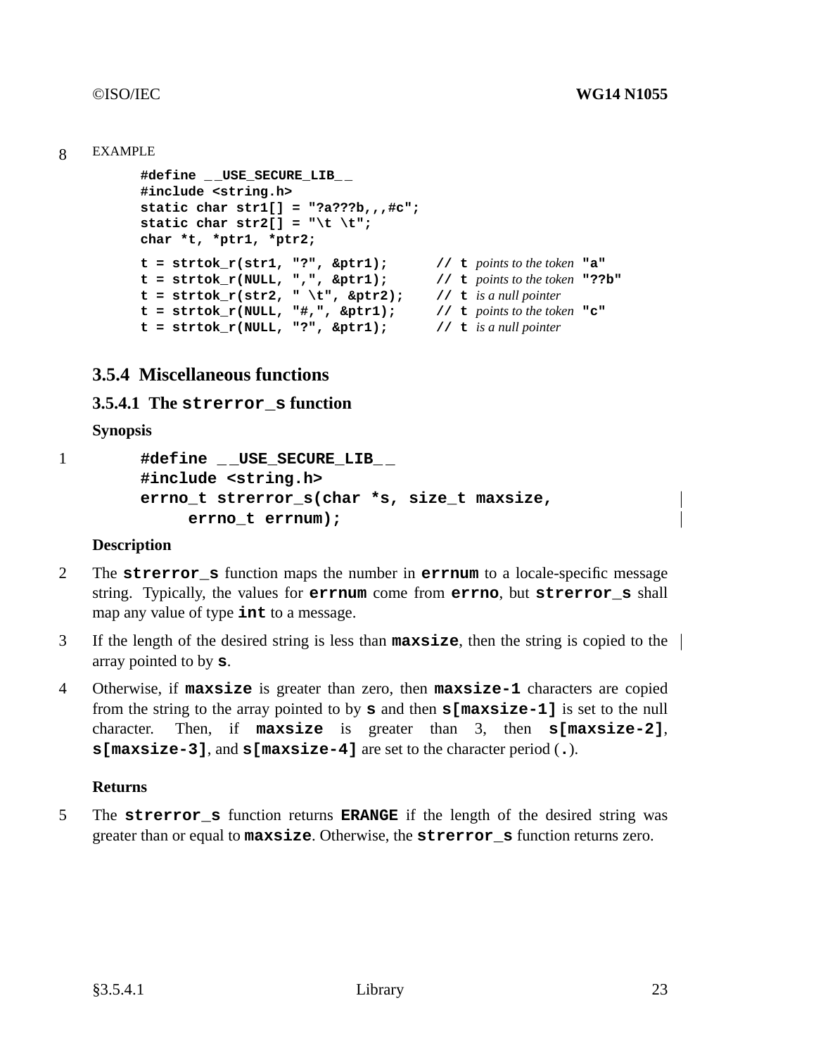8 EXAMPLE

```
#define __USE_SECURE_LIB__
#include <string.h>
static char str1[] = "?a???b,,,#c";
static char str2[] = "\t \t";
char *t, *ptr1, *ptr2;

t = strtok_r(str1, "?", &ptr1);        // t points to the token "a"
t = strtok_r(NULL, ",", &ptr1);        // t points to the token "??b"
t = strtok_r(str2, " \t", &ptr2);      // t is a null pointer
t = strtok_r(NULL, "#,", &ptr1);       // t points to the token "c"
t = strtok_r(NULL, "?", &ptr1);        // t is a null pointer
```

## 3.5.4 Miscellaneous functions

### 3.5.4.1 The `strerror_s` function

**Synopsis**

1

```
#define __USE_SECURE_LIB__
#include <string.h>
errno_t strerror_s(char *s, size_t maxsize,
     errno_t errnum);
```

**Description**

2 The **strerror_s** function maps the number in **errnum** to a locale-specific message string. Typically, the values for **errnum** come from **errno**, but **strerror_s** shall map any value of type **int** to a message.

3 If the length of the desired string is less than **maxsize**, then the string is copied to the array pointed to by **s**.

4 Otherwise, if **maxsize** is greater than zero, then **maxsize-1** characters are copied from the string to the array pointed to by **s** and then **s[maxsize-1]** is set to the null character. Then, if **maxsize** is greater than 3, then **s[maxsize-2]**, **s[maxsize-3]**, and **s[maxsize-4]** are set to the character period (**.**).

**Returns**

5 The **strerror_s** function returns **ERANGE** if the length of the desired string was greater than or equal to **maxsize**. Otherwise, the **strerror_s** function returns zero.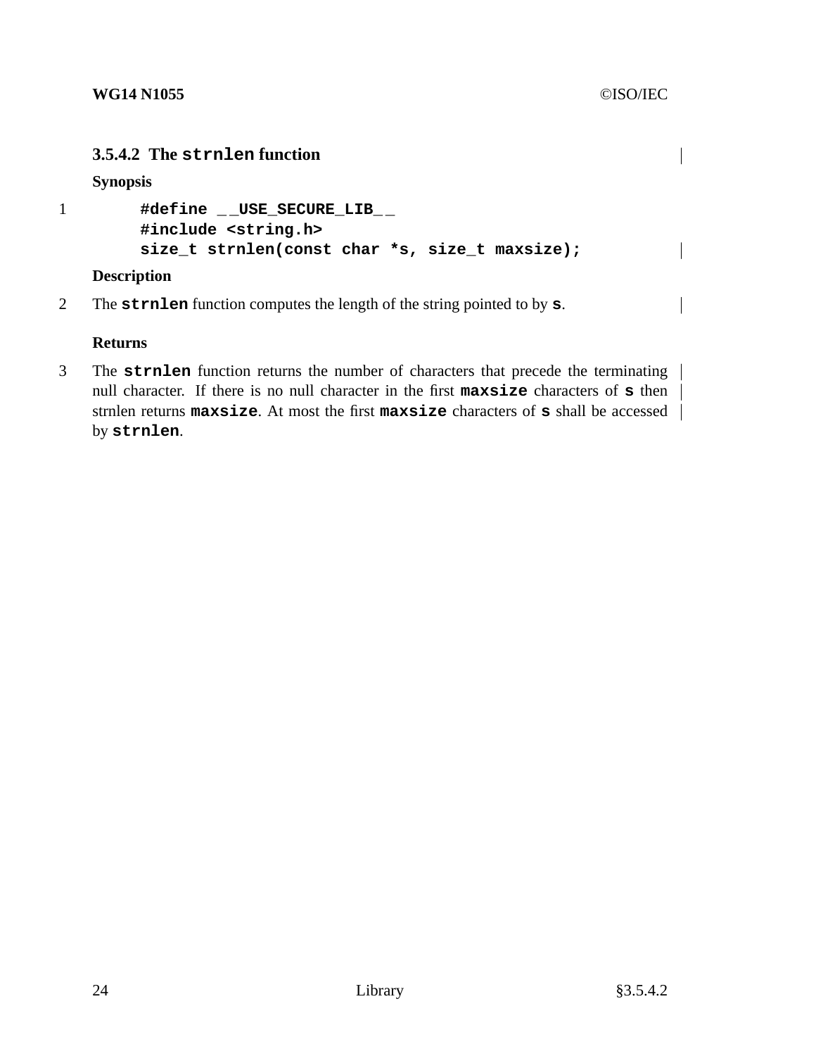### 3.5.4.2 The `strnlen` function

**Synopsis**

1

```
#define __USE_SECURE_LIB__
#include <string.h>
size_t strnlen(const char *s, size_t maxsize);
```

**Description**

2 The **strnlen** function computes the length of the string pointed to by **s**.

**Returns**

3 The **strnlen** function returns the number of characters that precede the terminating null character. If there is no null character in the first **maxsize** characters of **s** then strnlen returns **maxsize**. At most the first **maxsize** characters of **s** shall be accessed by **strnlen**.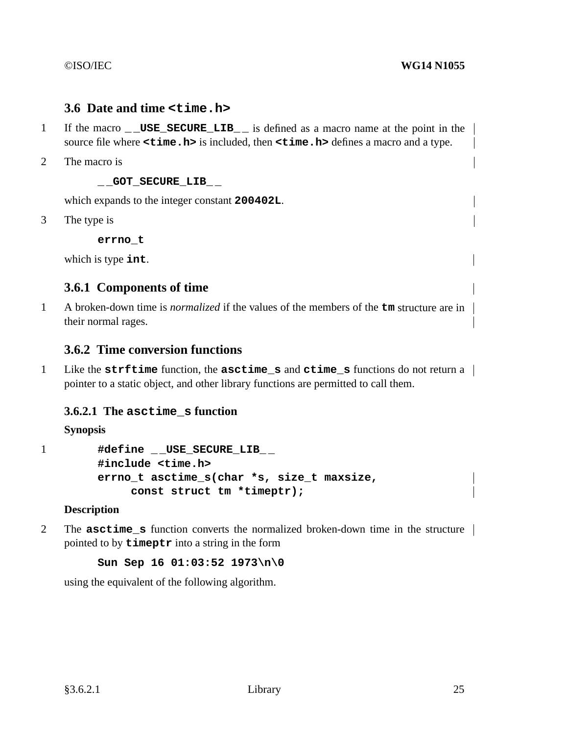## 3.6 Date and time `<time.h>`

1 If the macro `__USE_SECURE_LIB__` is defined as a macro name at the point in the source file where `<time.h>` is included, then `<time.h>` defines a macro and a type.

2 The macro is

```
__GOT_SECURE_LIB__
```

which expands to the integer constant `200402L`.

3 The type is

```
errno_t
```

which is type `int`.

### 3.6.1 Components of time

1 A broken-down time is *normalized* if the values of the members of the `tm` structure are in their normal rages.

### 3.6.2 Time conversion functions

1 Like the `strftime` function, the `asctime_s` and `ctime_s` functions do not return a pointer to a static object, and other library functions are permitted to call them.

#### 3.6.2.1 The `asctime_s` function

**Synopsis**

1
```
#define __USE_SECURE_LIB__
#include <time.h>
errno_t asctime_s(char *s, size_t maxsize,
     const struct tm *timeptr);
```

**Description**

2 The `asctime_s` function converts the normalized broken-down time in the structure pointed to by `timeptr` into a string in the form

```
Sun Sep 16 01:03:52 1973\n\0
```

using the equivalent of the following algorithm.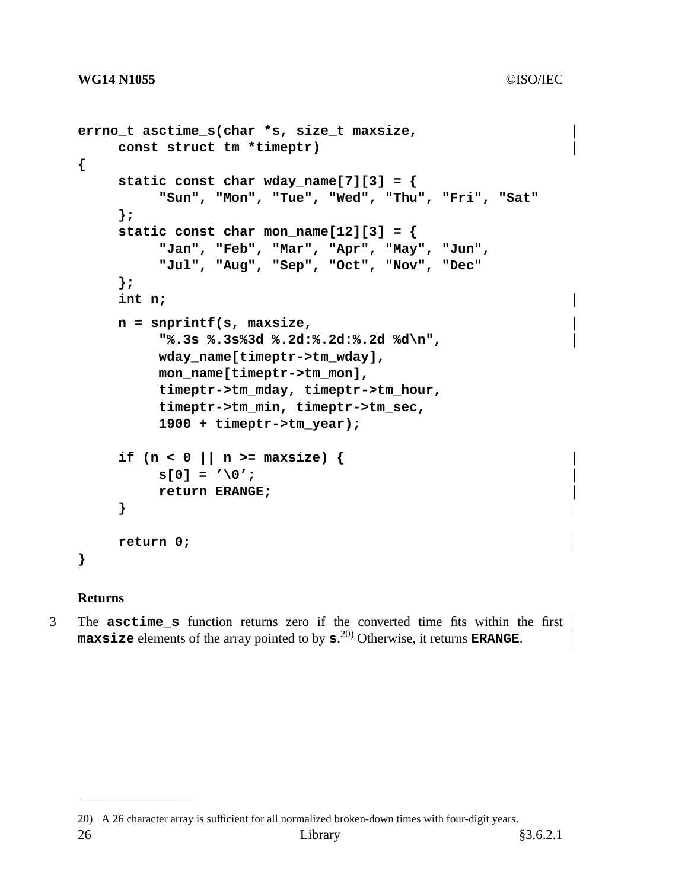```
errno_t asctime_s(char *s, size_t maxsize,
     const struct tm *timeptr)
{
     static const char wday_name[7][3] = {
          "Sun", "Mon", "Tue", "Wed", "Thu", "Fri", "Sat"
     };
     static const char mon_name[12][3] = {
          "Jan", "Feb", "Mar", "Apr", "May", "Jun",
          "Jul", "Aug", "Sep", "Oct", "Nov", "Dec"
     };
     int n;

     n = snprintf(s, maxsize,
          "%.3s %.3s%3d %.2d:%.2d:%.2d %d\n",
          wday_name[timeptr->tm_wday],
          mon_name[timeptr->tm_mon],
          timeptr->tm_mday, timeptr->tm_hour,
          timeptr->tm_min, timeptr->tm_sec,
          1900 + timeptr->tm_year);

     if (n < 0 || n >= maxsize) {
          s[0] = '\0';
          return ERANGE;
     }

     return 0;
}
```

#### Returns

3 The **asctime_s** function returns zero if the converted time fits within the first **maxsize** elements of the array pointed to by **s**.[20] Otherwise, it returns **ERANGE**.

---

20) A 26 character array is sufficient for all normalized broken-down times with four-digit years.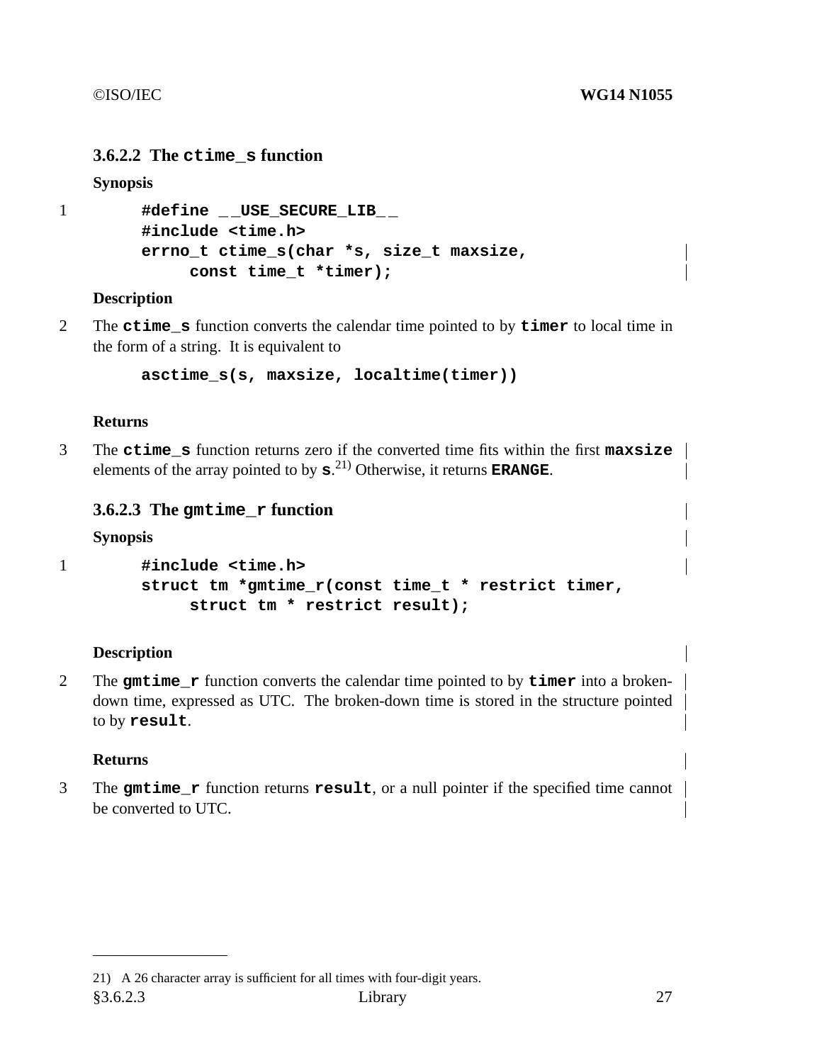### 3.6.2.2 The `ctime_s` function

**Synopsis**

1
```
#define __USE_SECURE_LIB__
#include <time.h>
errno_t ctime_s(char *s, size_t maxsize,
     const time_t *timer);
```

**Description**

2 The **ctime_s** function converts the calendar time pointed to by **timer** to local time in the form of a string. It is equivalent to

```
asctime_s(s, maxsize, localtime(timer))
```

**Returns**

3 The **ctime_s** function returns zero if the converted time fits within the first **maxsize** elements of the array pointed to by **s**.[21] Otherwise, it returns **ERANGE**.

### 3.6.2.3 The `gmtime_r` function

**Synopsis**

1
```
#include <time.h>
struct tm *gmtime_r(const time_t * restrict timer,
     struct tm * restrict result);
```

**Description**

2 The **gmtime_r** function converts the calendar time pointed to by **timer** into a broken-down time, expressed as UTC. The broken-down time is stored in the structure pointed to by **result**.

**Returns**

3 The **gmtime_r** function returns **result**, or a null pointer if the specified time cannot be converted to UTC.

---

21) A 26 character array is sufficient for all times with four-digit years.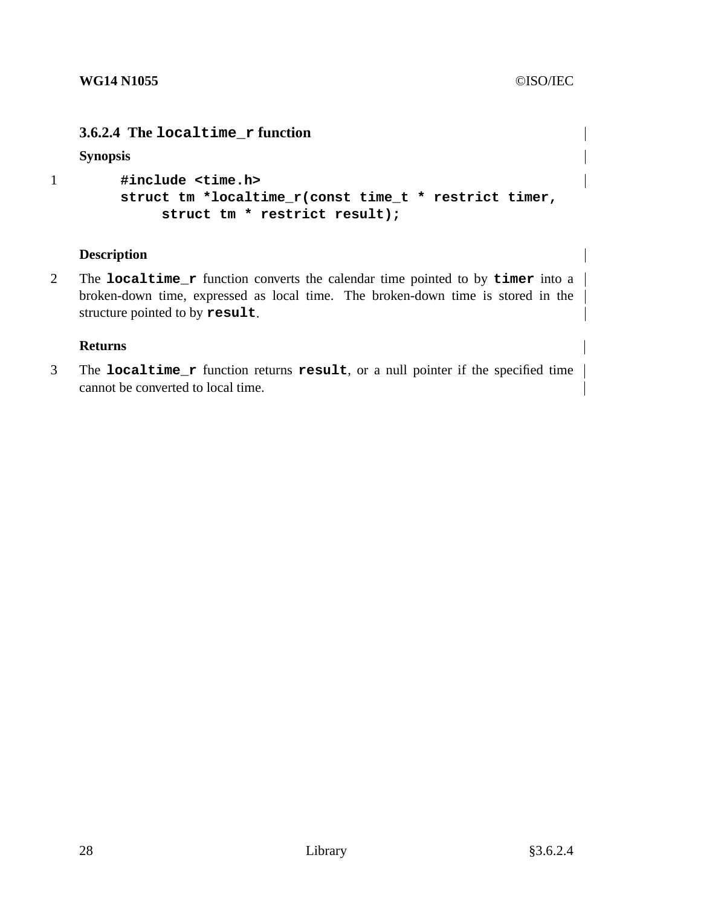### 3.6.2.4 The `localtime_r` function

**Synopsis**

1

```
#include <time.h>
struct tm *localtime_r(const time_t * restrict timer,
     struct tm * restrict result);
```

**Description**

2 The **localtime_r** function converts the calendar time pointed to by **timer** into a broken-down time, expressed as local time. The broken-down time is stored in the structure pointed to by **result**.

**Returns**

3 The **localtime_r** function returns **result**, or a null pointer if the specified time cannot be converted to local time.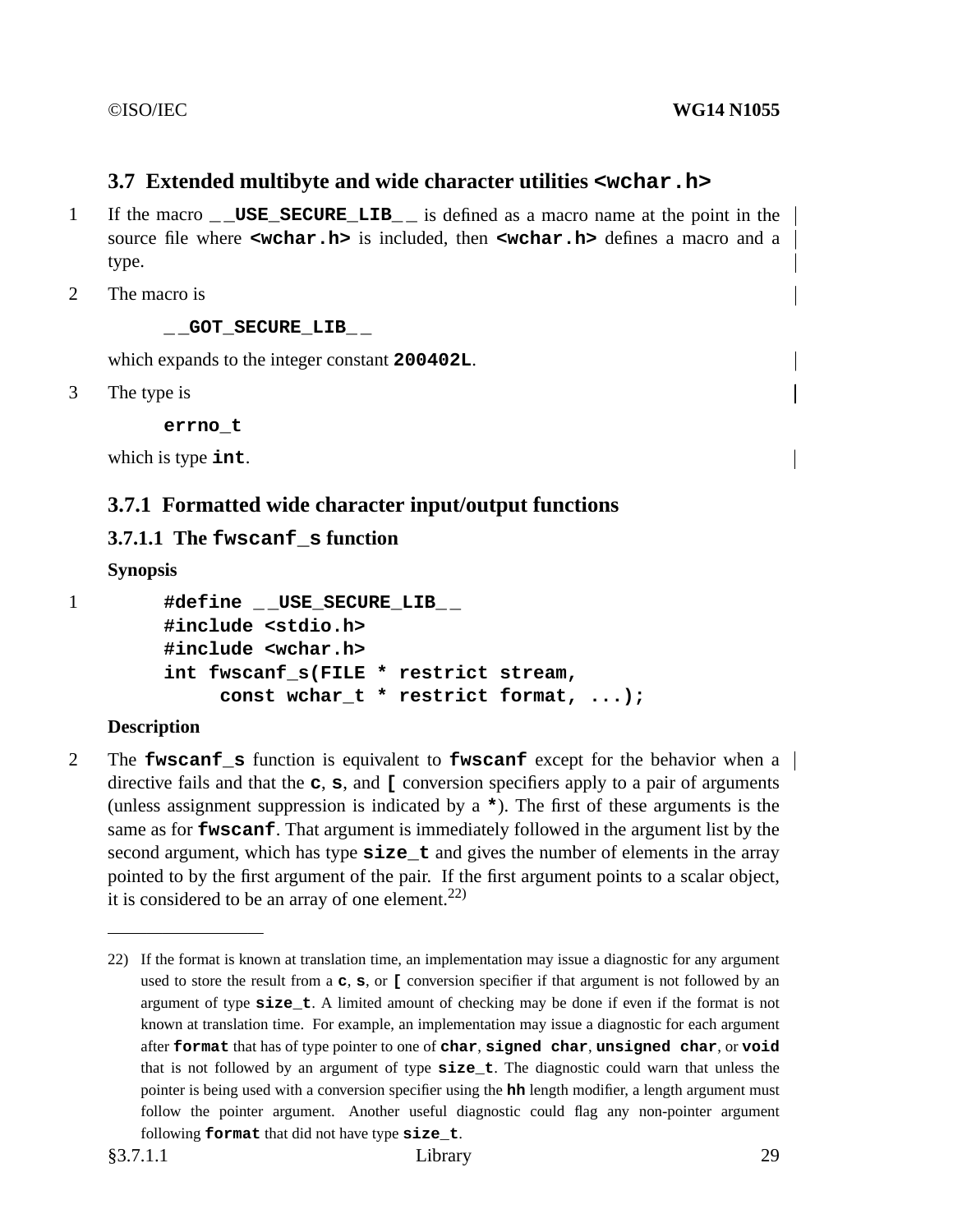### 3.7 Extended multibyte and wide character utilities `<wchar.h>`

1 If the macro `__USE_SECURE_LIB__` is defined as a macro name at the point in the source file where `<wchar.h>` is included, then `<wchar.h>` defines a macro and a type.

2 The macro is

```
__GOT_SECURE_LIB__
```

which expands to the integer constant **`200402L`**.

3 The type is

```
errno_t
```

which is type **`int`**.

#### 3.7.1 Formatted wide character input/output functions

##### 3.7.1.1 The `fwscanf_s` function

**Synopsis**

1
```
#define __USE_SECURE_LIB__
#include <stdio.h>
#include <wchar.h>
int fwscanf_s(FILE * restrict stream,
     const wchar_t * restrict format, ...);
```

**Description**

2 The **`fwscanf_s`** function is equivalent to **`fwscanf`** except for the behavior when a directive fails and that the **`c`**, **`s`**, and **`[`** conversion specifiers apply to a pair of arguments (unless assignment suppression is indicated by a **`*`**). The first of these arguments is the same as for **`fwscanf`**. That argument is immediately followed in the argument list by the second argument, which has type **`size_t`** and gives the number of elements in the array pointed to by the first argument of the pair. If the first argument points to a scalar object, it is considered to be an array of one element.[22]

---

22) If the format is known at translation time, an implementation may issue a diagnostic for any argument used to store the result from a **`c`**, **`s`**, or **`[`** conversion specifier if that argument is not followed by an argument of type **`size_t`**. A limited amount of checking may be done if even if the format is not known at translation time. For example, an implementation may issue a diagnostic for each argument after **`format`** that has of type pointer to one of **`char`**, **`signed char`**, **`unsigned char`**, or **`void`** that is not followed by an argument of type **`size_t`**. The diagnostic could warn that unless the pointer is being used with a conversion specifier using the **`hh`** length modifier, a length argument must follow the pointer argument. Another useful diagnostic could flag any non-pointer argument following **`format`** that did not have type **`size_t`**.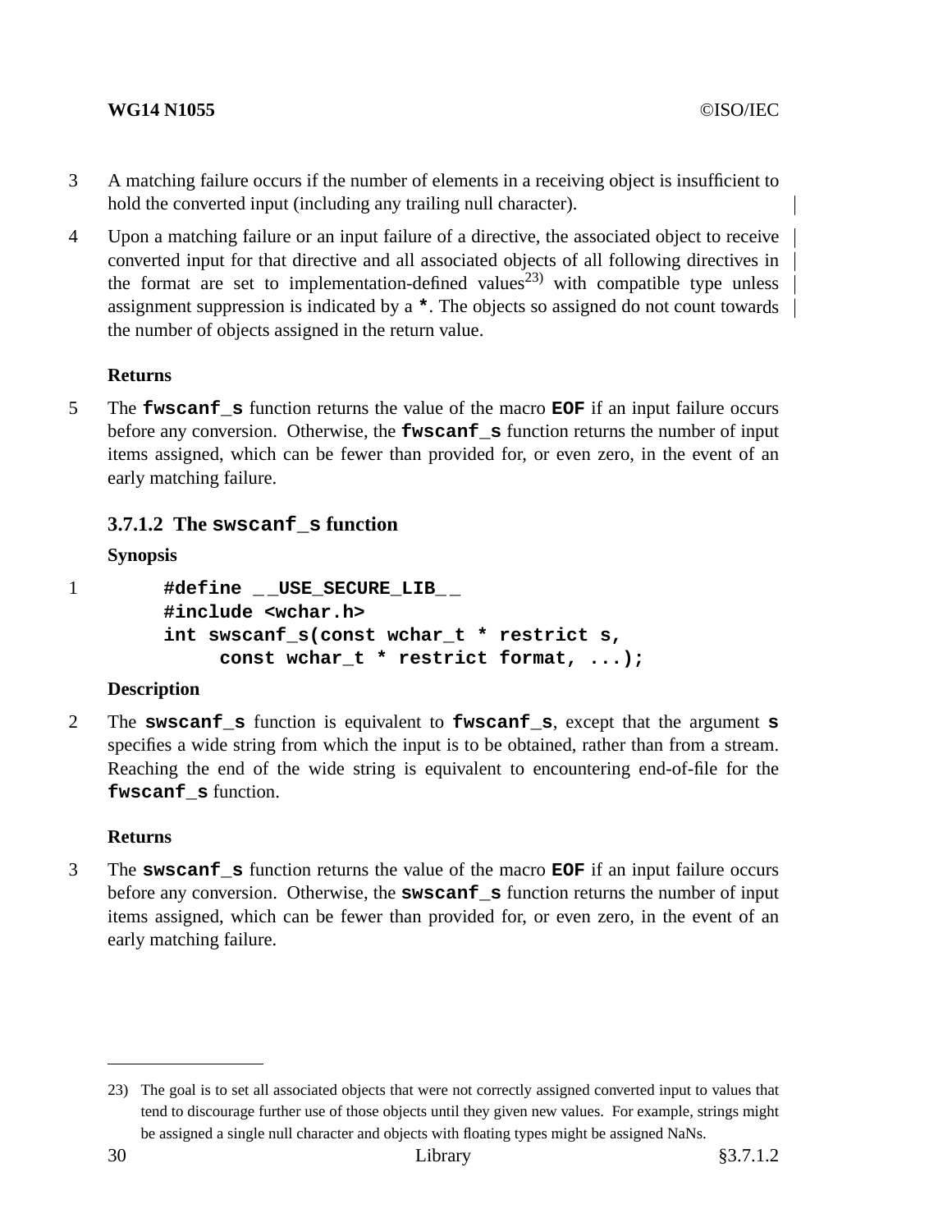3 A matching failure occurs if the number of elements in a receiving object is insufficient to hold the converted input (including any trailing null character).

4 Upon a matching failure or an input failure of a directive, the associated object to receive converted input for that directive and all associated objects of all following directives in the format are set to implementation-defined values[23] with compatible type unless assignment suppression is indicated by a **\***. The objects so assigned do not count towards the number of objects assigned in the return value.

**Returns**

5 The **fwscanf_s** function returns the value of the macro **EOF** if an input failure occurs before any conversion. Otherwise, the **fwscanf_s** function returns the number of input items assigned, which can be fewer than provided for, or even zero, in the event of an early matching failure.

### 3.7.1.2 The swscanf_s function

**Synopsis**

1
```
#define __USE_SECURE_LIB__
#include <wchar.h>
int swscanf_s(const wchar_t * restrict s,
     const wchar_t * restrict format, ...);
```

**Description**

2 The **swscanf_s** function is equivalent to **fwscanf_s**, except that the argument **s** specifies a wide string from which the input is to be obtained, rather than from a stream. Reaching the end of the wide string is equivalent to encountering end-of-file for the **fwscanf_s** function.

**Returns**

3 The **swscanf_s** function returns the value of the macro **EOF** if an input failure occurs before any conversion. Otherwise, the **swscanf_s** function returns the number of input items assigned, which can be fewer than provided for, or even zero, in the event of an early matching failure.

---

23) The goal is to set all associated objects that were not correctly assigned converted input to values that tend to discourage further use of those objects until they given new values. For example, strings might be assigned a single null character and objects with floating types might be assigned NaNs.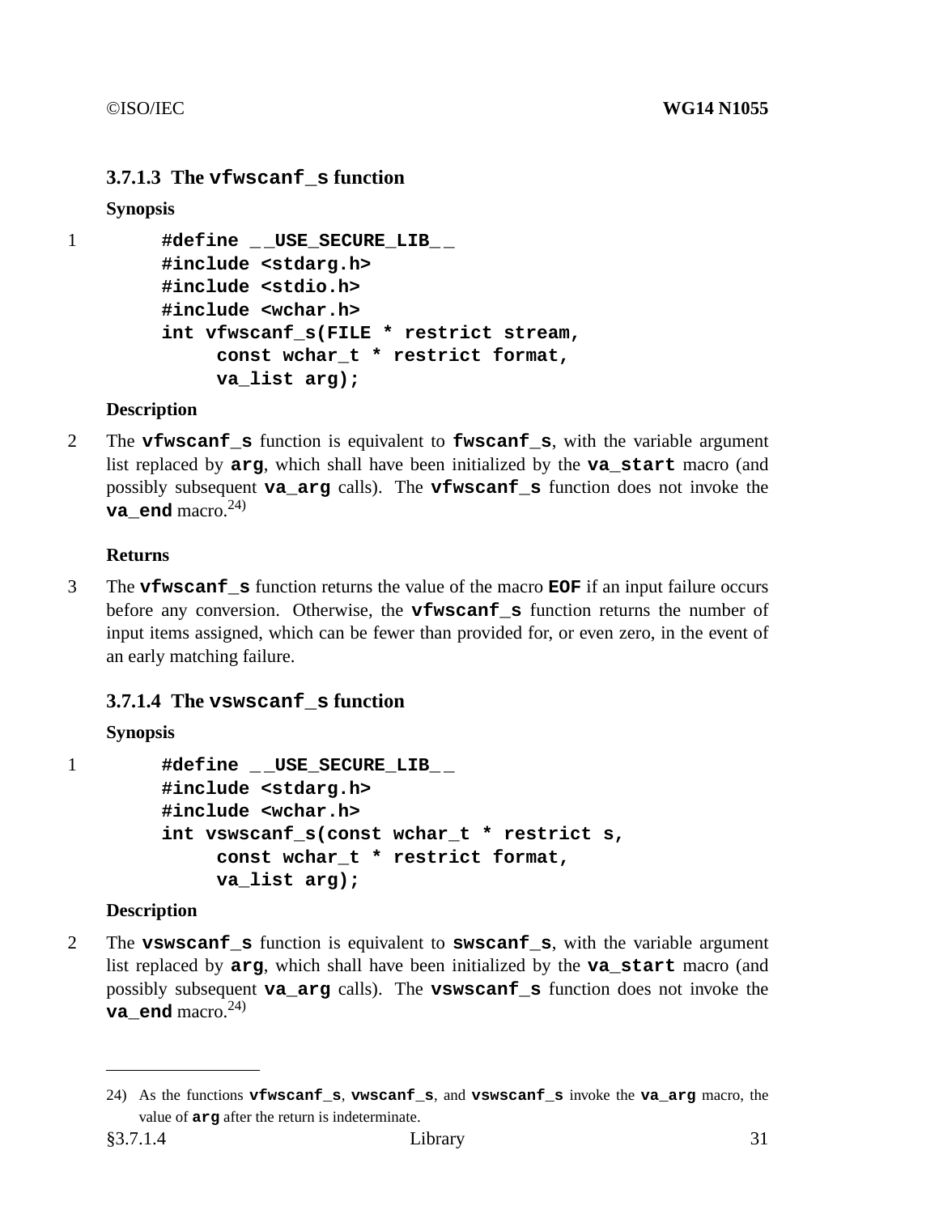### 3.7.1.3 The `vfwscanf_s` function

**Synopsis**

1
```
#define __USE_SECURE_LIB__
#include <stdarg.h>
#include <stdio.h>
#include <wchar.h>
int vfwscanf_s(FILE * restrict stream,
     const wchar_t * restrict format,
     va_list arg);
```

**Description**

2 The **vfwscanf_s** function is equivalent to **fwscanf_s**, with the variable argument list replaced by **arg**, which shall have been initialized by the **va_start** macro (and possibly subsequent **va_arg** calls). The **vfwscanf_s** function does not invoke the **va_end** macro.[24)]

**Returns**

3 The **vfwscanf_s** function returns the value of the macro **EOF** if an input failure occurs before any conversion. Otherwise, the **vfwscanf_s** function returns the number of input items assigned, which can be fewer than provided for, or even zero, in the event of an early matching failure.

### 3.7.1.4 The `vswscanf_s` function

**Synopsis**

1
```
#define __USE_SECURE_LIB__
#include <stdarg.h>
#include <wchar.h>
int vswscanf_s(const wchar_t * restrict s,
     const wchar_t * restrict format,
     va_list arg);
```

**Description**

2 The **vswscanf_s** function is equivalent to **swscanf_s**, with the variable argument list replaced by **arg**, which shall have been initialized by the **va_start** macro (and possibly subsequent **va_arg** calls). The **vswscanf_s** function does not invoke the **va_end** macro.[24)]

---

24) As the functions **vfwscanf_s**, **vwscanf_s**, and **vswscanf_s** invoke the **va_arg** macro, the value of **arg** after the return is indeterminate.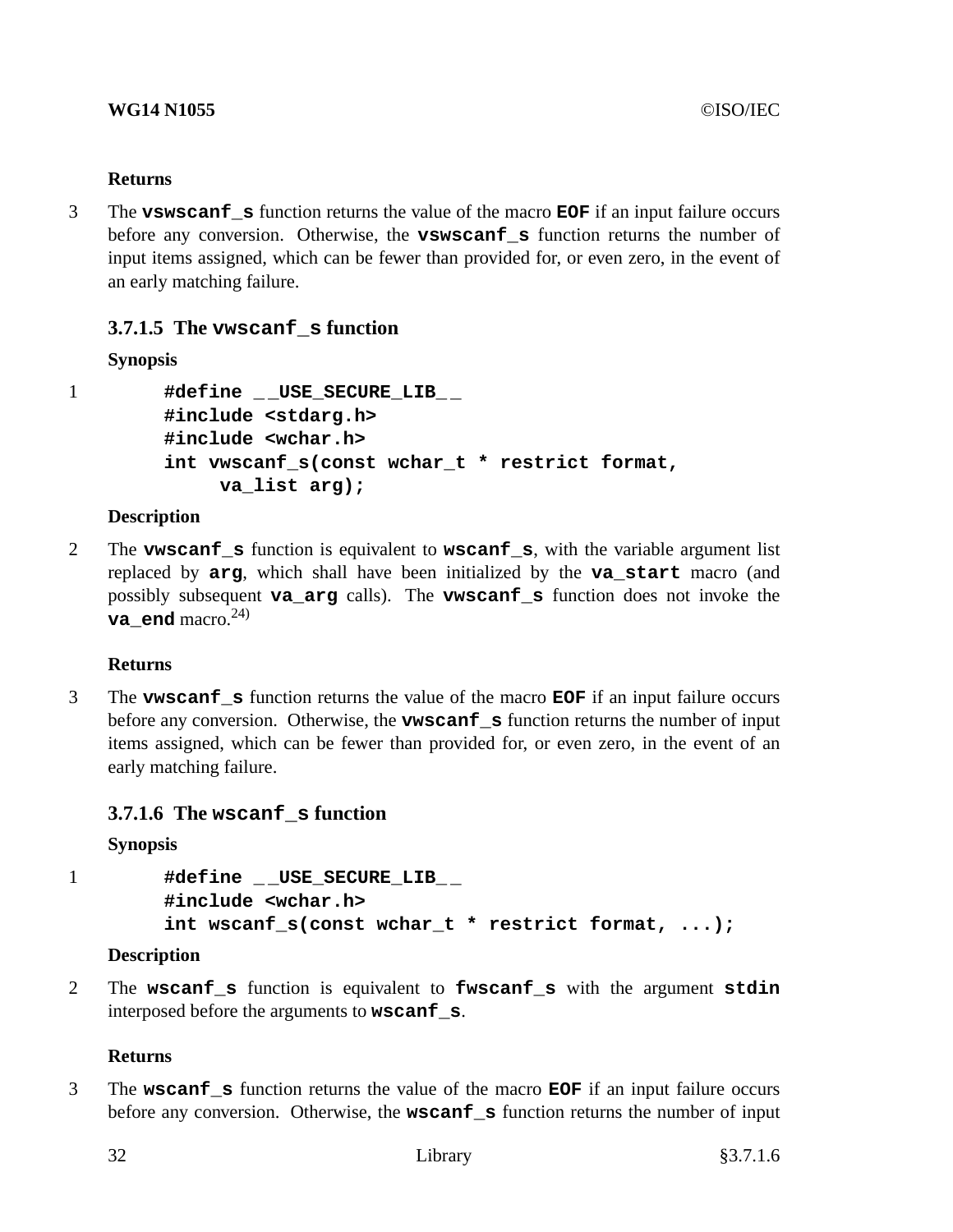**Returns**

3 The **vswscanf_s** function returns the value of the macro **EOF** if an input failure occurs before any conversion. Otherwise, the **vswscanf_s** function returns the number of input items assigned, which can be fewer than provided for, or even zero, in the event of an early matching failure.

### 3.7.1.5 The vwscanf_s function

**Synopsis**

1

```
#define __USE_SECURE_LIB__
#include <stdarg.h>
#include <wchar.h>
int vwscanf_s(const wchar_t * restrict format,
     va_list arg);
```

**Description**

2 The **vwscanf_s** function is equivalent to **wscanf_s**, with the variable argument list replaced by **arg**, which shall have been initialized by the **va_start** macro (and possibly subsequent **va_arg** calls). The **vwscanf_s** function does not invoke the **va_end** macro.[24)]

**Returns**

3 The **vwscanf_s** function returns the value of the macro **EOF** if an input failure occurs before any conversion. Otherwise, the **vwscanf_s** function returns the number of input items assigned, which can be fewer than provided for, or even zero, in the event of an early matching failure.

### 3.7.1.6 The wscanf_s function

**Synopsis**

1

```
#define __USE_SECURE_LIB__
#include <wchar.h>
int wscanf_s(const wchar_t * restrict format, ...);
```

**Description**

2 The **wscanf_s** function is equivalent to **fwscanf_s** with the argument **stdin** interposed before the arguments to **wscanf_s**.

**Returns**

3 The **wscanf_s** function returns the value of the macro **EOF** if an input failure occurs before any conversion. Otherwise, the **wscanf_s** function returns the number of input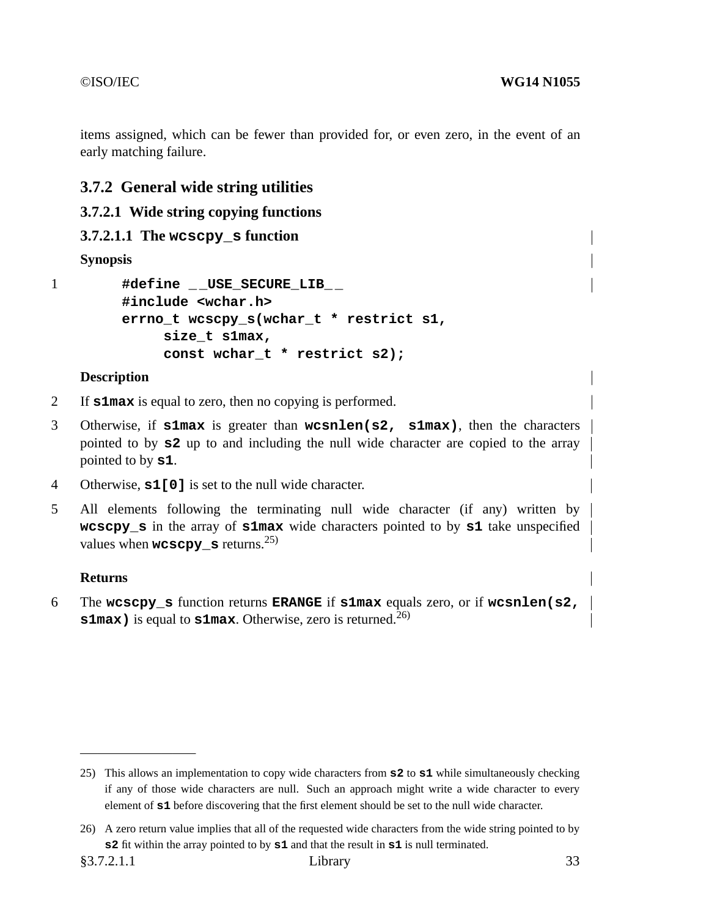items assigned, which can be fewer than provided for, or even zero, in the event of an early matching failure.

### 3.7.2 General wide string utilities

#### 3.7.2.1 Wide string copying functions

##### 3.7.2.1.1 The `wcscpy_s` function

**Synopsis**

1
```
#define __USE_SECURE_LIB__
#include <wchar.h>
errno_t wcscpy_s(wchar_t * restrict s1,
     size_t s1max,
     const wchar_t * restrict s2);
```

**Description**

2 If **`s1max`** is equal to zero, then no copying is performed.

3 Otherwise, if **`s1max`** is greater than **`wcsnlen(s2, s1max)`**, then the characters pointed to by **`s2`** up to and including the null wide character are copied to the array pointed to by **`s1`**.

4 Otherwise, **`s1[0]`** is set to the null wide character.

5 All elements following the terminating null wide character (if any) written by **`wcscpy_s`** in the array of **`s1max`** wide characters pointed to by **`s1`** take unspecified values when **`wcscpy_s`** returns.[25)]

**Returns**

6 The **`wcscpy_s`** function returns **`ERANGE`** if **`s1max`** equals zero, or if **`wcsnlen(s2, s1max)`** is equal to **`s1max`**. Otherwise, zero is returned.[26)]

---

25) This allows an implementation to copy wide characters from **`s2`** to **`s1`** while simultaneously checking if any of those wide characters are null. Such an approach might write a wide character to every element of **`s1`** before discovering that the first element should be set to the null wide character.

26) A zero return value implies that all of the requested wide characters from the wide string pointed to by **`s2`** fit within the array pointed to by **`s1`** and that the result in **`s1`** is null terminated.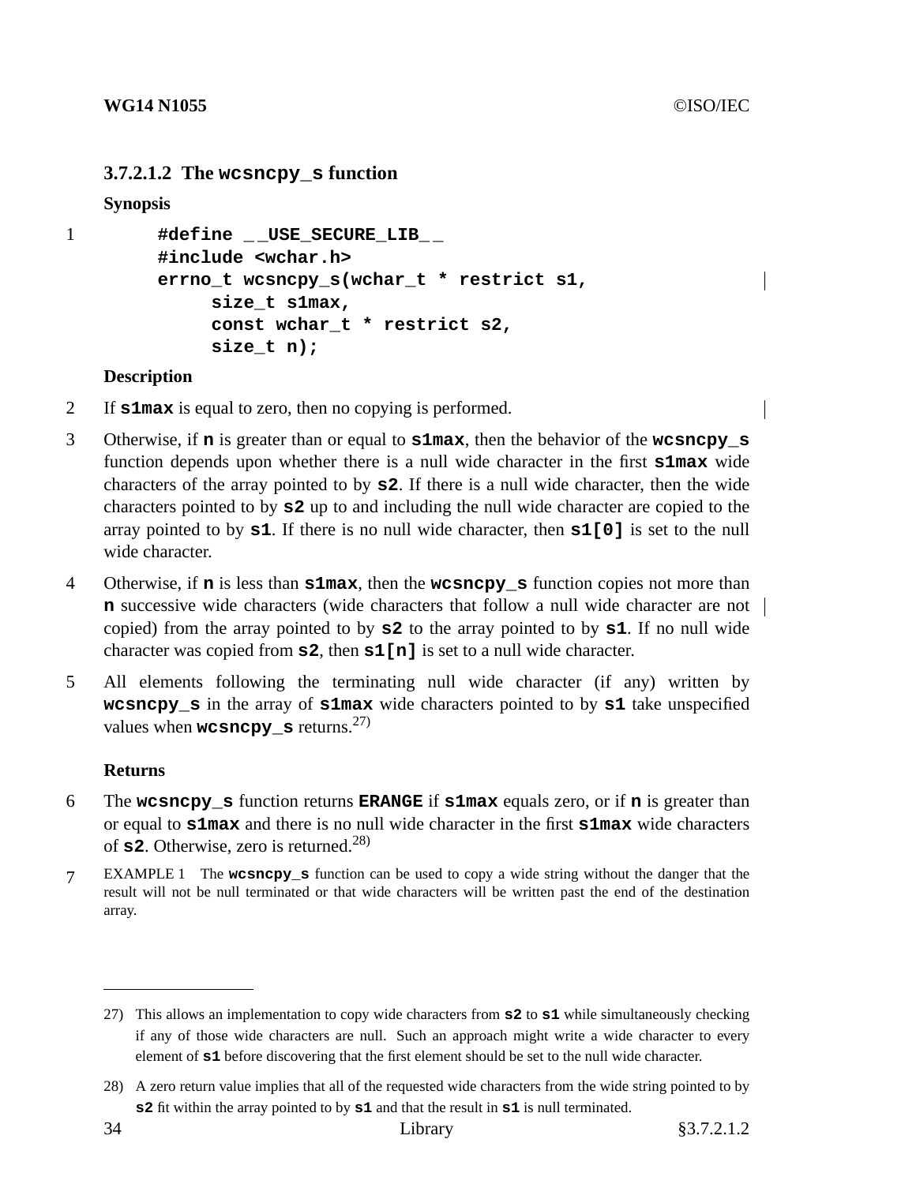### 3.7.2.1.2 The `wcsncpy_s` function

**Synopsis**

1
```
#define __USE_SECURE_LIB__
#include <wchar.h>
errno_t wcsncpy_s(wchar_t * restrict s1,
     size_t s1max,
     const wchar_t * restrict s2,
     size_t n);
```

**Description**

2 If **`s1max`** is equal to zero, then no copying is performed.

3 Otherwise, if **`n`** is greater than or equal to **`s1max`**, then the behavior of the **`wcsncpy_s`** function depends upon whether there is a null wide character in the first **`s1max`** wide characters of the array pointed to by **`s2`**. If there is a null wide character, then the wide characters pointed to by **`s2`** up to and including the null wide character are copied to the array pointed to by **`s1`**. If there is no null wide character, then **`s1[0]`** is set to the null wide character.

4 Otherwise, if **`n`** is less than **`s1max`**, then the **`wcsncpy_s`** function copies not more than **`n`** successive wide characters (wide characters that follow a null wide character are not copied) from the array pointed to by **`s2`** to the array pointed to by **`s1`**. If no null wide character was copied from **`s2`**, then **`s1[n]`** is set to a null wide character.

5 All elements following the terminating null wide character (if any) written by **`wcsncpy_s`** in the array of **`s1max`** wide characters pointed to by **`s1`** take unspecified values when **`wcsncpy_s`** returns.[27)]

**Returns**

6 The **`wcsncpy_s`** function returns **`ERANGE`** if **`s1max`** equals zero, or if **`n`** is greater than or equal to **`s1max`** and there is no null wide character in the first **`s1max`** wide characters of **`s2`**. Otherwise, zero is returned.[28)]

7 EXAMPLE 1 The **`wcsncpy_s`** function can be used to copy a wide string without the danger that the result will not be null terminated or that wide characters will be written past the end of the destination array.

---

27) This allows an implementation to copy wide characters from **`s2`** to **`s1`** while simultaneously checking if any of those wide characters are null. Such an approach might write a wide character to every element of **`s1`** before discovering that the first element should be set to the null wide character.

28) A zero return value implies that all of the requested wide characters from the wide string pointed to by **`s2`** fit within the array pointed to by **`s1`** and that the result in **`s1`** is null terminated.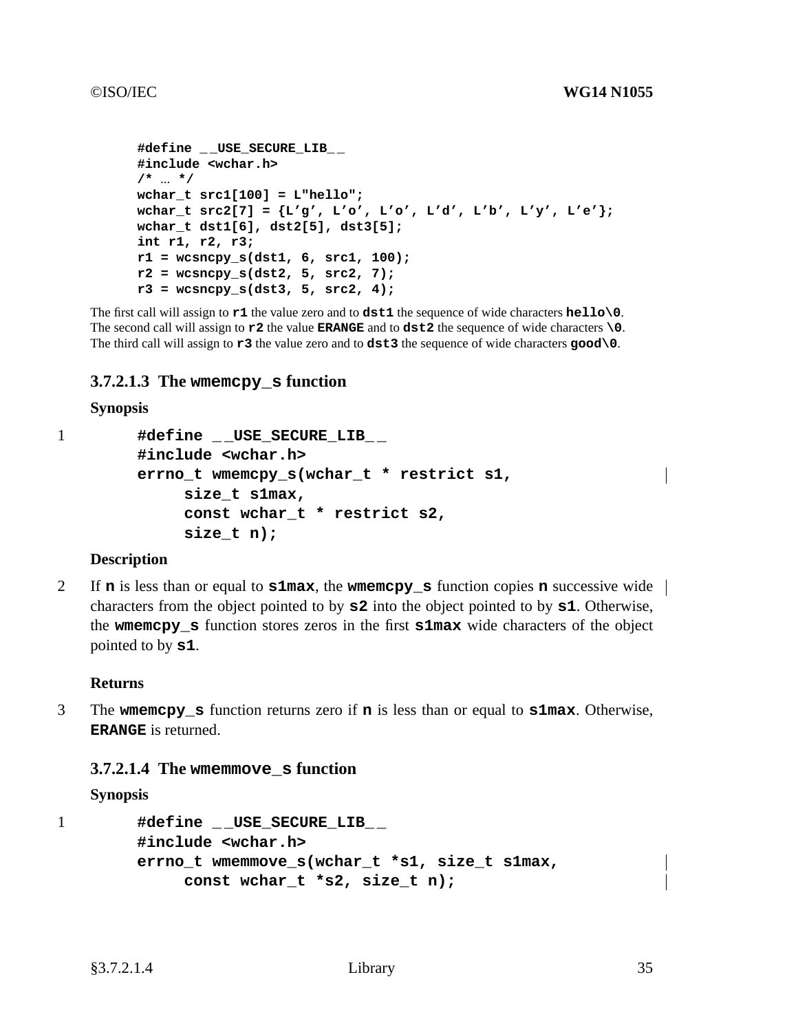```c
#define __USE_SECURE_LIB__
#include <wchar.h>
/* ... */
wchar_t src1[100] = L"hello";
wchar_t src2[7] = {L'g', L'o', L'o', L'd', L'b', L'y', L'e'};
wchar_t dst1[6], dst2[5], dst3[5];
int r1, r2, r3;
r1 = wcsncpy_s(dst1, 6, src1, 100);
r2 = wcsncpy_s(dst2, 5, src2, 7);
r3 = wcsncpy_s(dst3, 5, src2, 4);
```

The first call will assign to **r1** the value zero and to **dst1** the sequence of wide characters **hello\0**.
The second call will assign to **r2** the value **ERANGE** and to **dst2** the sequence of wide characters **\0**.
The third call will assign to **r3** the value zero and to **dst3** the sequence of wide characters **good\0**.

### 3.7.2.1.3 The wmemcpy_s function

**Synopsis**

1
```c
#define __USE_SECURE_LIB__
#include <wchar.h>
errno_t wmemcpy_s(wchar_t * restrict s1,
     size_t s1max,
     const wchar_t * restrict s2,
     size_t n);
```

**Description**

2 If **n** is less than or equal to **s1max**, the **wmemcpy_s** function copies **n** successive wide characters from the object pointed to by **s2** into the object pointed to by **s1**. Otherwise, the **wmemcpy_s** function stores zeros in the first **s1max** wide characters of the object pointed to by **s1**.

**Returns**

3 The **wmemcpy_s** function returns zero if **n** is less than or equal to **s1max**. Otherwise, **ERANGE** is returned.

### 3.7.2.1.4 The wmemmove_s function

**Synopsis**

1
```c
#define __USE_SECURE_LIB__
#include <wchar.h>
errno_t wmemmove_s(wchar_t *s1, size_t s1max,
     const wchar_t *s2, size_t n);
```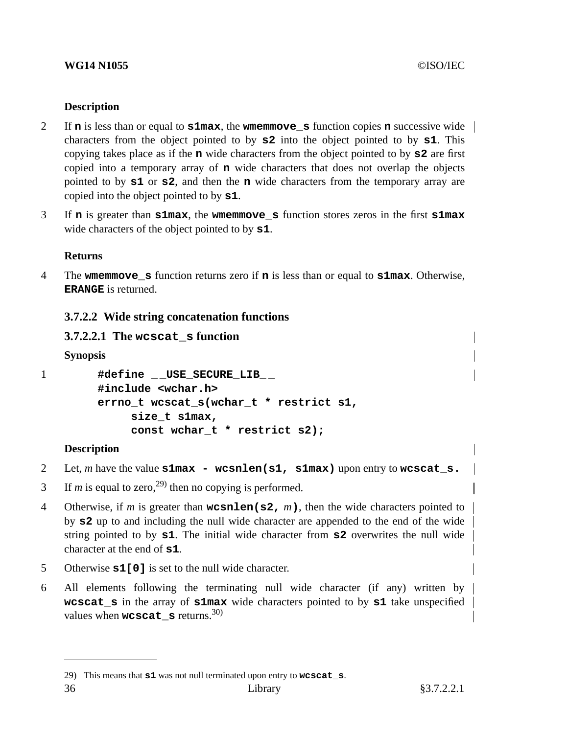**Description**

2 If **n** is less than or equal to **s1max**, the **wmemmove_s** function copies **n** successive wide characters from the object pointed to by **s2** into the object pointed to by **s1**. This copying takes place as if the **n** wide characters from the object pointed to by **s2** are first copied into a temporary array of **n** wide characters that does not overlap the objects pointed to by **s1** or **s2**, and then the **n** wide characters from the temporary array are copied into the object pointed to by **s1**.

3 If **n** is greater than **s1max**, the **wmemmove_s** function stores zeros in the first **s1max** wide characters of the object pointed to by **s1**.

**Returns**

4 The **wmemmove_s** function returns zero if **n** is less than or equal to **s1max**. Otherwise, **ERANGE** is returned.

### 3.7.2.2 Wide string concatenation functions

#### 3.7.2.2.1 The wcscat_s function

**Synopsis**

1
```
#define __USE_SECURE_LIB__
#include <wchar.h>
errno_t wcscat_s(wchar_t * restrict s1,
     size_t s1max,
     const wchar_t * restrict s2);
```

**Description**

2 Let, *m* have the value **s1max - wcsnlen(s1, s1max)** upon entry to **wcscat_s.**

3 If *m* is equal to zero,[29] then no copying is performed.

4 Otherwise, if *m* is greater than **wcsnlen(s2,** *m***)**, then the wide characters pointed to by **s2** up to and including the null wide character are appended to the end of the wide string pointed to by **s1**. The initial wide character from **s2** overwrites the null wide character at the end of **s1**.

5 Otherwise **s1[0]** is set to the null wide character.

6 All elements following the terminating null wide character (if any) written by **wcscat_s** in the array of **s1max** wide characters pointed to by **s1** take unspecified values when **wcscat_s** returns.[30]

---

29) This means that **s1** was not null terminated upon entry to **wcscat_s**.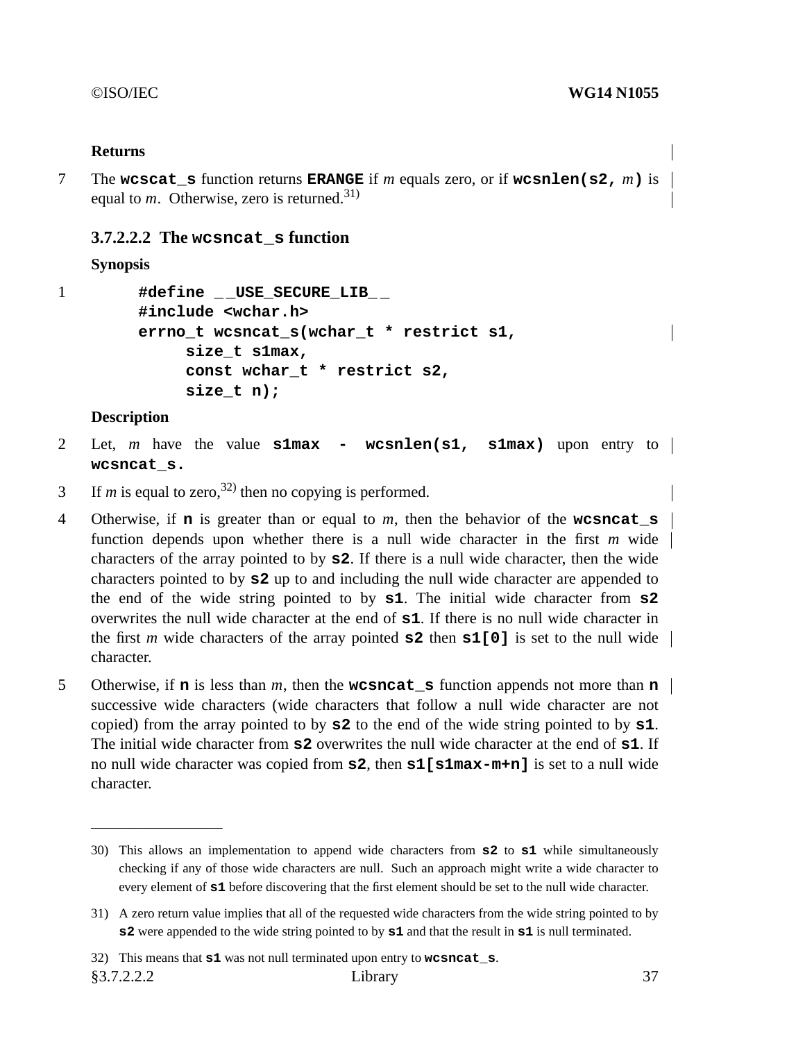**Returns**

7 The **wcscat_s** function returns **ERANGE** if *m* equals zero, or if **wcsnlen(s2,** *m***)** is equal to *m*. Otherwise, zero is returned.[31)]

### 3.7.2.2.2 The `wcsncat_s` function

**Synopsis**

1
```
#define __USE_SECURE_LIB__
#include <wchar.h>
errno_t wcsncat_s(wchar_t * restrict s1,
     size_t s1max,
     const wchar_t * restrict s2,
     size_t n);
```

**Description**

2 Let, *m* have the value **s1max - wcsnlen(s1, s1max)** upon entry to **wcsncat_s.**

3 If *m* is equal to zero,[32)] then no copying is performed.

4 Otherwise, if **n** is greater than or equal to *m*, then the behavior of the **wcsncat_s** function depends upon whether there is a null wide character in the first *m* wide characters of the array pointed to by **s2**. If there is a null wide character, then the wide characters pointed to by **s2** up to and including the null wide character are appended to the end of the wide string pointed to by **s1**. The initial wide character from **s2** overwrites the null wide character at the end of **s1**. If there is no null wide character in the first *m* wide characters of the array pointed **s2** then **s1[0]** is set to the null wide character.

5 Otherwise, if **n** is less than *m*, then the **wcsncat_s** function appends not more than **n** successive wide characters (wide characters that follow a null wide character are not copied) from the array pointed to by **s2** to the end of the wide string pointed to by **s1**. The initial wide character from **s2** overwrites the null wide character at the end of **s1**. If no null wide character was copied from **s2**, then **s1[s1max-m+n]** is set to a null wide character.

---

30) This allows an implementation to append wide characters from **s2** to **s1** while simultaneously checking if any of those wide characters are null. Such an approach might write a wide character to every element of **s1** before discovering that the first element should be set to the null wide character.

31) A zero return value implies that all of the requested wide characters from the wide string pointed to by **s2** were appended to the wide string pointed to by **s1** and that the result in **s1** is null terminated.

32) This means that **s1** was not null terminated upon entry to **wcsncat_s**.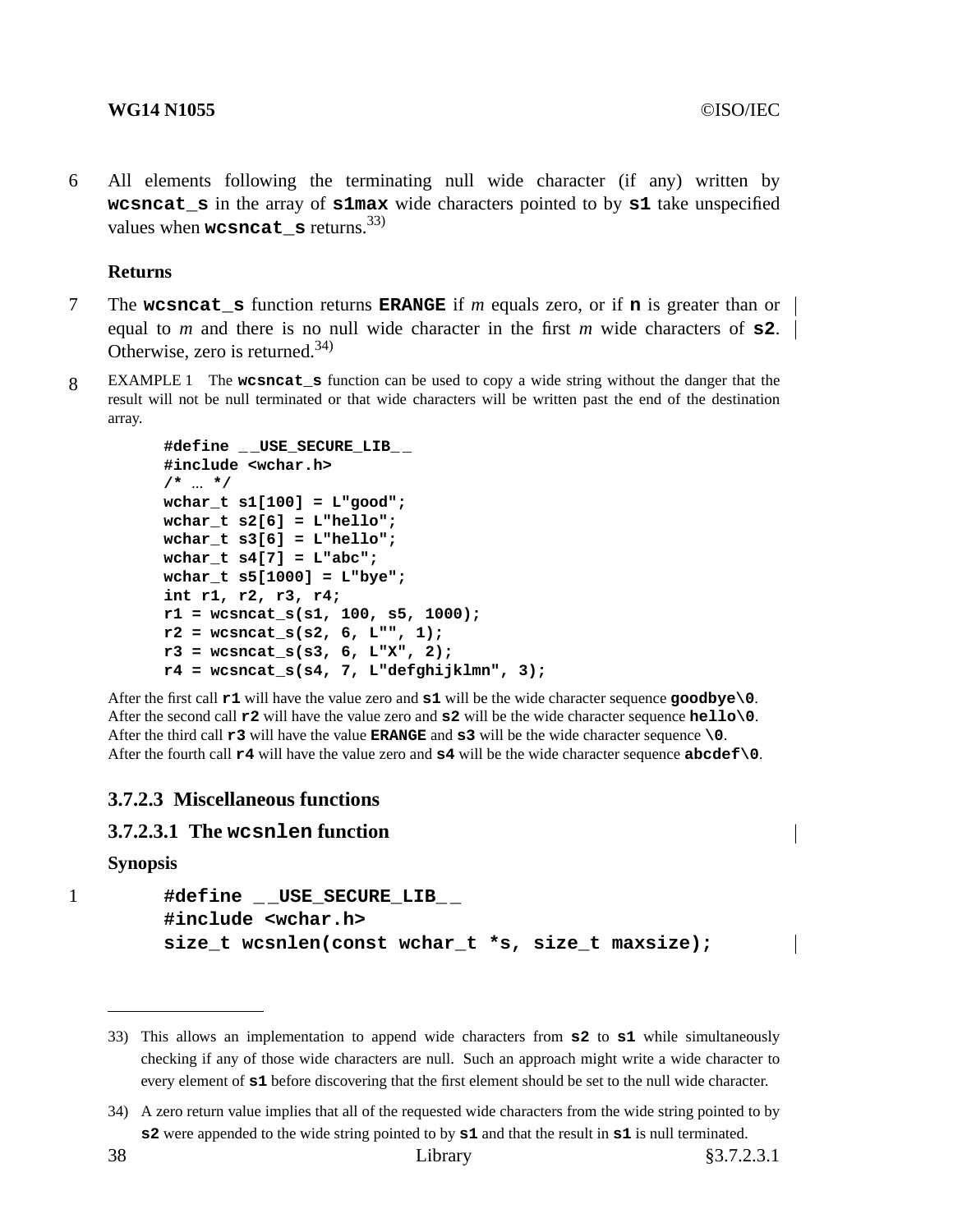6 All elements following the terminating null wide character (if any) written by **wcsncat_s** in the array of **s1max** wide characters pointed to by **s1** take unspecified values when **wcsncat_s** returns.[33)]

**Returns**

7 The **wcsncat_s** function returns **ERANGE** if *m* equals zero, or if **n** is greater than or equal to *m* and there is no null wide character in the first *m* wide characters of **s2**. Otherwise, zero is returned.[34)]

8 EXAMPLE 1 The **wcsncat_s** function can be used to copy a wide string without the danger that the result will not be null terminated or that wide characters will be written past the end of the destination array.

```
#define __USE_SECURE_LIB__
#include <wchar.h>
/* ... */
wchar_t s1[100] = L"good";
wchar_t s2[6] = L"hello";
wchar_t s3[6] = L"hello";
wchar_t s4[7] = L"abc";
wchar_t s5[1000] = L"bye";
int r1, r2, r3, r4;
r1 = wcsncat_s(s1, 100, s5, 1000);
r2 = wcsncat_s(s2, 6, L"", 1);
r3 = wcsncat_s(s3, 6, L"X", 2);
r4 = wcsncat_s(s4, 7, L"defghijklmn", 3);
```

After the first call **r1** will have the value zero and **s1** will be the wide character sequence **goodbye\0**.
After the second call **r2** will have the value zero and **s2** will be the wide character sequence **hello\0**.
After the third call **r3** will have the value **ERANGE** and **s3** will be the wide character sequence **\0**.
After the fourth call **r4** will have the value zero and **s4** will be the wide character sequence **abcdef\0**.

### 3.7.2.3 Miscellaneous functions

#### 3.7.2.3.1 The `wcsnlen` function

**Synopsis**

1
```
#define __USE_SECURE_LIB__
#include <wchar.h>
size_t wcsnlen(const wchar_t *s, size_t maxsize);
```

---

33) This allows an implementation to append wide characters from **s2** to **s1** while simultaneously checking if any of those wide characters are null. Such an approach might write a wide character to every element of **s1** before discovering that the first element should be set to the null wide character.

34) A zero return value implies that all of the requested wide characters from the wide string pointed to by **s2** were appended to the wide string pointed to by **s1** and that the result in **s1** is null terminated.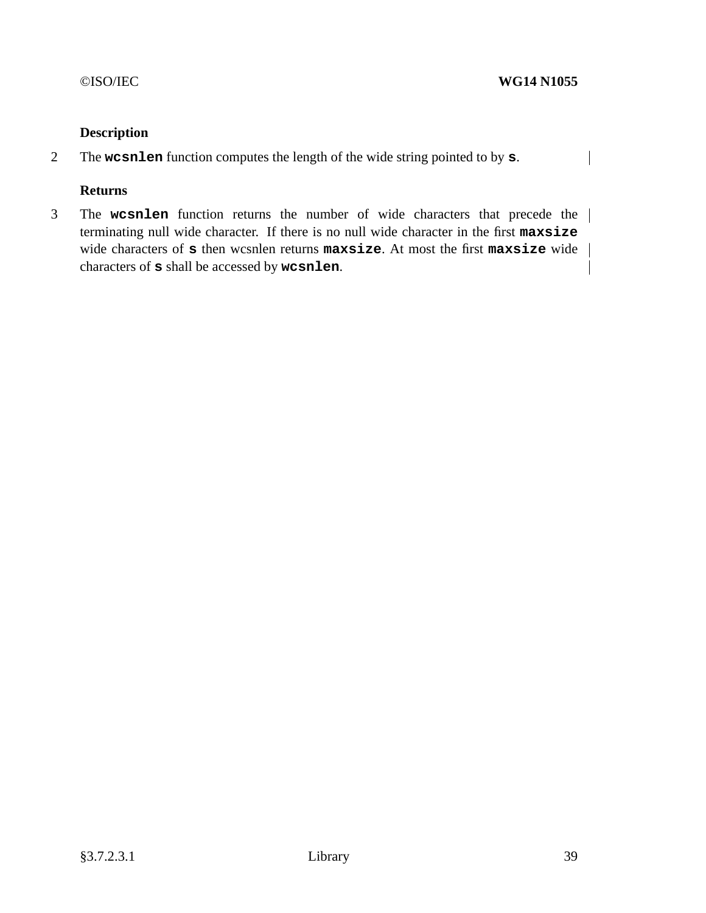**Description**

2 The **`wcsnlen`** function computes the length of the wide string pointed to by **`s`**.

**Returns**

3 The **`wcsnlen`** function returns the number of wide characters that precede the terminating null wide character. If there is no null wide character in the first **`maxsize`** wide characters of **`s`** then wcsnlen returns **`maxsize`**. At most the first **`maxsize`** wide characters of **`s`** shall be accessed by **`wcsnlen`**.